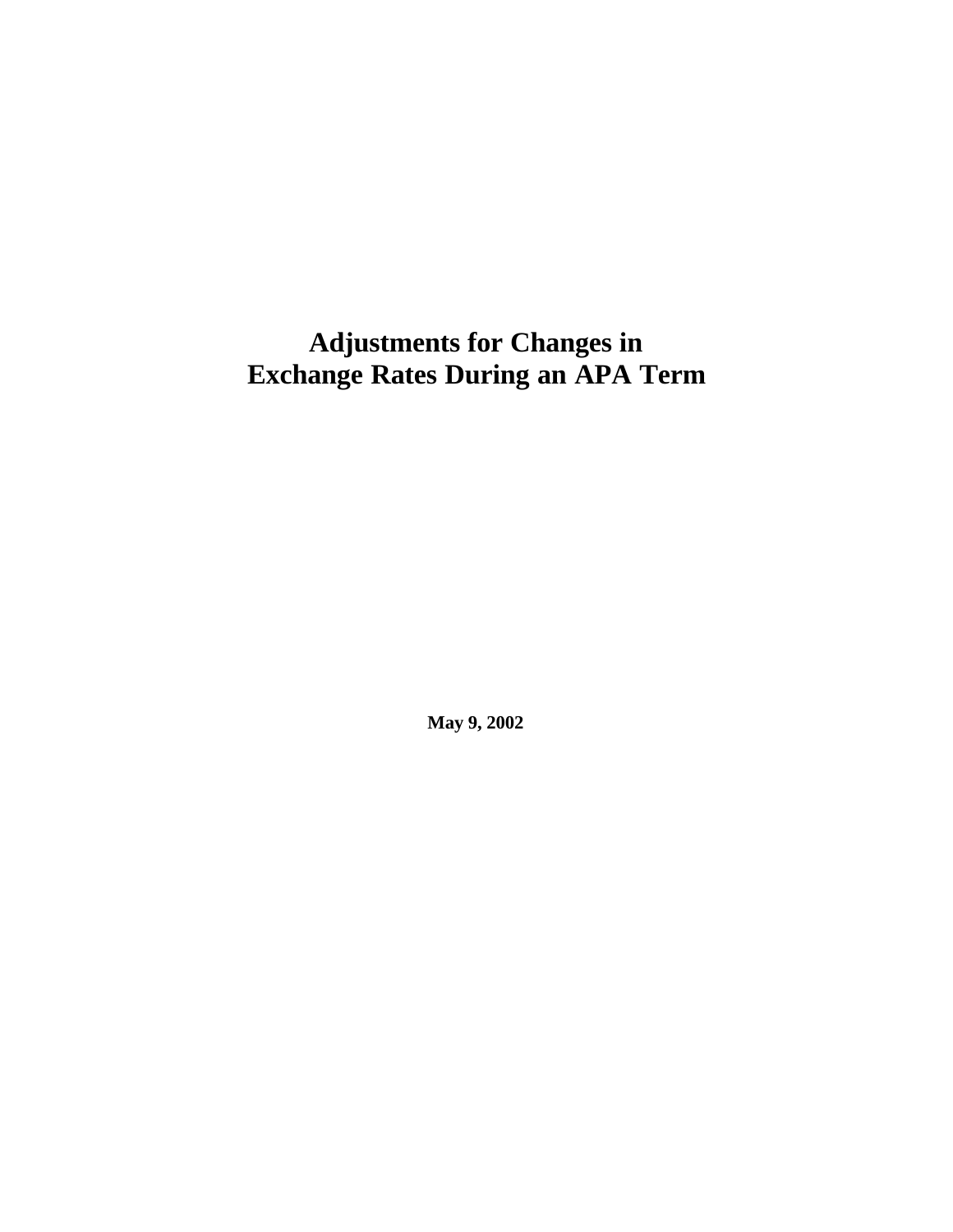# Adjustments for Changes in Exchange Rates During an APA Term

**May 9, 2002**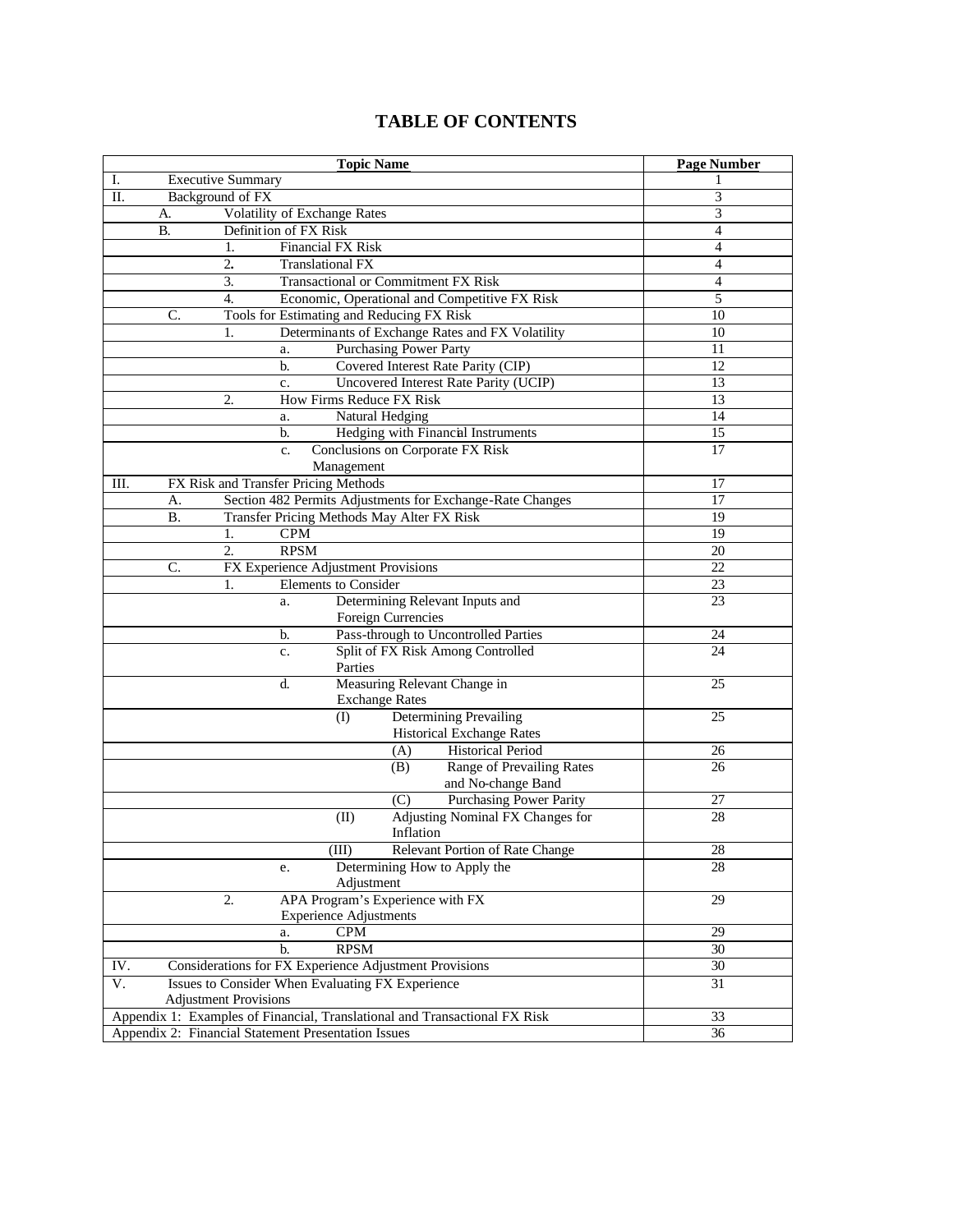# TABLE OF CONTENTS

| Topic Name | Page Number |
|---|---|
| I. Executive Summary | 1 |
| II. Background of FX | 3 |
| A. Volatility of Exchange Rates | 3 |
| B. Definition of FX Risk | 4 |
| 1. Financial FX Risk | 4 |
| 2. Translational FX | 4 |
| 3. Transactional or Commitment FX Risk | 4 |
| 4. Economic, Operational and Competitive FX Risk | 5 |
| C. Tools for Estimating and Reducing FX Risk | 10 |
| 1. Determinants of Exchange Rates and FX Volatility | 10 |
| a. Purchasing Power Party | 11 |
| b. Covered Interest Rate Parity (CIP) | 12 |
| c. Uncovered Interest Rate Parity (UCIP) | 13 |
| 2. How Firms Reduce FX Risk | 13 |
| a. Natural Hedging | 14 |
| b. Hedging with Financial Instruments | 15 |
| c. Conclusions on Corporate FX Risk Management | 17 |
| III. FX Risk and Transfer Pricing Methods | 17 |
| A. Section 482 Permits Adjustments for Exchange-Rate Changes | 17 |
| B. Transfer Pricing Methods May Alter FX Risk | 19 |
| 1. CPM | 19 |
| 2. RPSM | 20 |
| C. FX Experience Adjustment Provisions | 22 |
| 1. Elements to Consider | 23 |
| a. Determining Relevant Inputs and Foreign Currencies | 23 |
| b. Pass-through to Uncontrolled Parties | 24 |
| c. Split of FX Risk Among Controlled Parties | 24 |
| d. Measuring Relevant Change in Exchange Rates | 25 |
| (I) Determining Prevailing Historical Exchange Rates | 25 |
| (A) Historical Period | 26 |
| (B) Range of Prevailing Rates and No-change Band | 26 |
| (C) Purchasing Power Parity | 27 |
| (II) Adjusting Nominal FX Changes for Inflation | 28 |
| (III) Relevant Portion of Rate Change | 28 |
| e. Determining How to Apply the Adjustment | 28 |
| 2. APA Program's Experience with FX Experience Adjustments | 29 |
| a. CPM | 29 |
| b. RPSM | 30 |
| IV. Considerations for FX Experience Adjustment Provisions | 30 |
| V. Issues to Consider When Evaluating FX Experience Adjustment Provisions | 31 |
| Appendix 1: Examples of Financial, Translational and Transactional FX Risk | 33 |
| Appendix 2: Financial Statement Presentation Issues | 36 |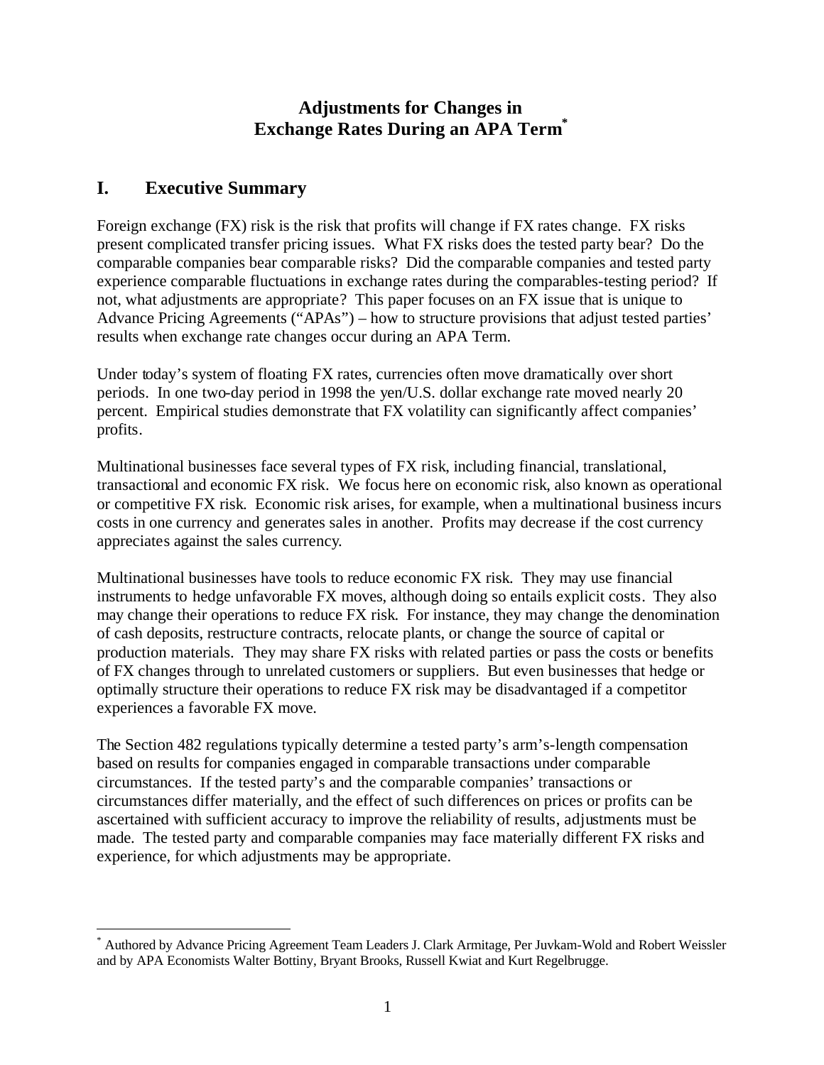# Adjustments for Changes in Exchange Rates During an APA Term[*]

## I. Executive Summary

Foreign exchange (FX) risk is the risk that profits will change if FX rates change. FX risks present complicated transfer pricing issues. What FX risks does the tested party bear? Do the comparable companies bear comparable risks? Did the comparable companies and tested party experience comparable fluctuations in exchange rates during the comparables-testing period? If not, what adjustments are appropriate? This paper focuses on an FX issue that is unique to Advance Pricing Agreements ("APAs") – how to structure provisions that adjust tested parties' results when exchange rate changes occur during an APA Term.

Under today's system of floating FX rates, currencies often move dramatically over short periods. In one two-day period in 1998 the yen/U.S. dollar exchange rate moved nearly 20 percent. Empirical studies demonstrate that FX volatility can significantly affect companies' profits.

Multinational businesses face several types of FX risk, including financial, translational, transactional and economic FX risk. We focus here on economic risk, also known as operational or competitive FX risk. Economic risk arises, for example, when a multinational business incurs costs in one currency and generates sales in another. Profits may decrease if the cost currency appreciates against the sales currency.

Multinational businesses have tools to reduce economic FX risk. They may use financial instruments to hedge unfavorable FX moves, although doing so entails explicit costs. They also may change their operations to reduce FX risk. For instance, they may change the denomination of cash deposits, restructure contracts, relocate plants, or change the source of capital or production materials. They may share FX risks with related parties or pass the costs or benefits of FX changes through to unrelated customers or suppliers. But even businesses that hedge or optimally structure their operations to reduce FX risk may be disadvantaged if a competitor experiences a favorable FX move.

The Section 482 regulations typically determine a tested party's arm's-length compensation based on results for companies engaged in comparable transactions under comparable circumstances. If the tested party's and the comparable companies' transactions or circumstances differ materially, and the effect of such differences on prices or profits can be ascertained with sufficient accuracy to improve the reliability of results, adjustments must be made. The tested party and comparable companies may face materially different FX risks and experience, for which adjustments may be appropriate.

[*] Authored by Advance Pricing Agreement Team Leaders J. Clark Armitage, Per Juvkam-Wold and Robert Weissler and by APA Economists Walter Bottiny, Bryant Brooks, Russell Kwiat and Kurt Regelbrugge.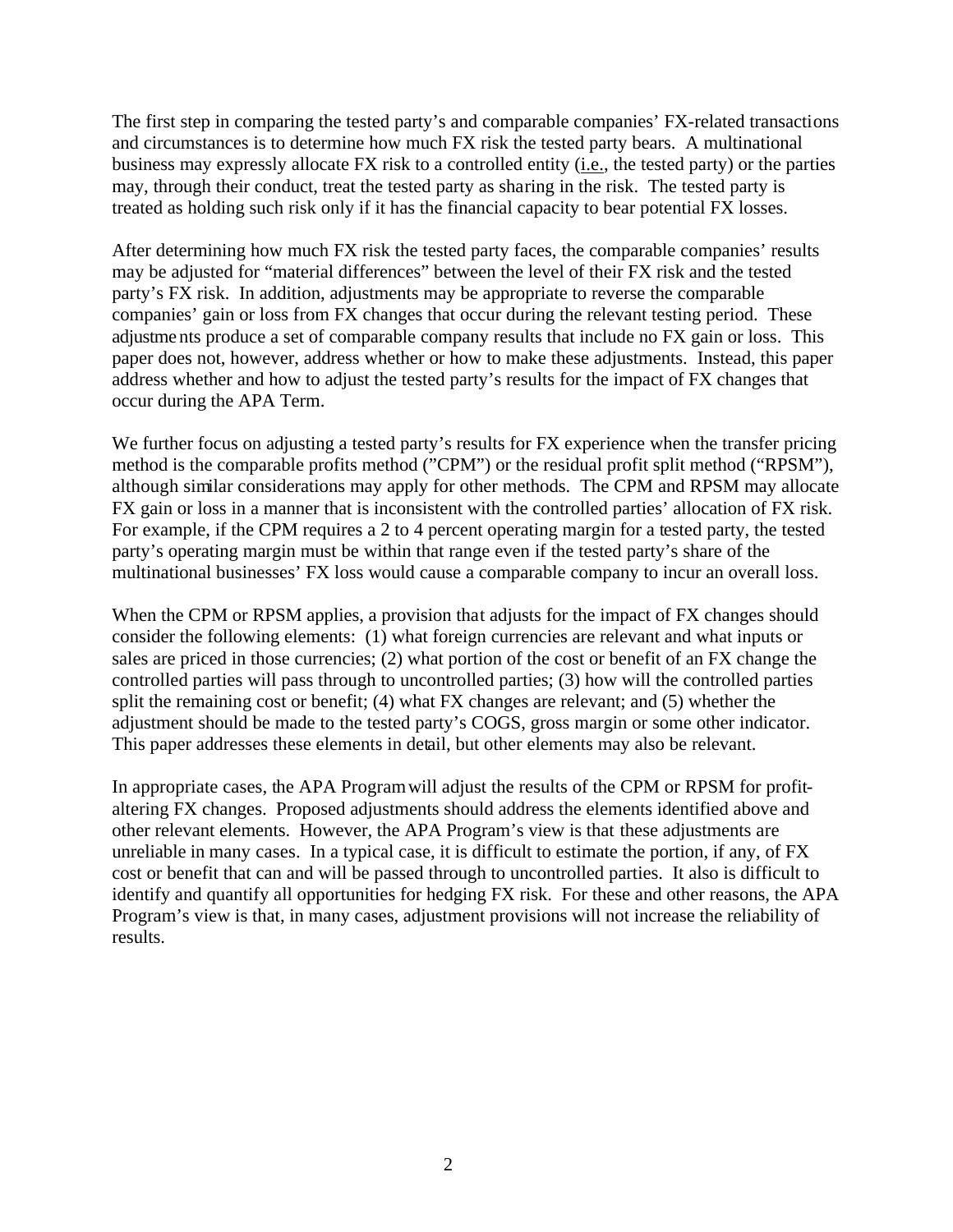The first step in comparing the tested party's and comparable companies' FX-related transactions and circumstances is to determine how much FX risk the tested party bears. A multinational business may expressly allocate FX risk to a controlled entity (i.e., the tested party) or the parties may, through their conduct, treat the tested party as sharing in the risk. The tested party is treated as holding such risk only if it has the financial capacity to bear potential FX losses.

After determining how much FX risk the tested party faces, the comparable companies' results may be adjusted for "material differences" between the level of their FX risk and the tested party's FX risk. In addition, adjustments may be appropriate to reverse the comparable companies' gain or loss from FX changes that occur during the relevant testing period. These adjustments produce a set of comparable company results that include no FX gain or loss. This paper does not, however, address whether or how to make these adjustments. Instead, this paper address whether and how to adjust the tested party's results for the impact of FX changes that occur during the APA Term.

We further focus on adjusting a tested party's results for FX experience when the transfer pricing method is the comparable profits method ("CPM") or the residual profit split method ("RPSM"), although similar considerations may apply for other methods. The CPM and RPSM may allocate FX gain or loss in a manner that is inconsistent with the controlled parties' allocation of FX risk. For example, if the CPM requires a 2 to 4 percent operating margin for a tested party, the tested party's operating margin must be within that range even if the tested party's share of the multinational businesses' FX loss would cause a comparable company to incur an overall loss.

When the CPM or RPSM applies, a provision that adjusts for the impact of FX changes should consider the following elements: (1) what foreign currencies are relevant and what inputs or sales are priced in those currencies; (2) what portion of the cost or benefit of an FX change the controlled parties will pass through to uncontrolled parties; (3) how will the controlled parties split the remaining cost or benefit; (4) what FX changes are relevant; and (5) whether the adjustment should be made to the tested party's COGS, gross margin or some other indicator. This paper addresses these elements in detail, but other elements may also be relevant.

In appropriate cases, the APA Program will adjust the results of the CPM or RPSM for profit-altering FX changes. Proposed adjustments should address the elements identified above and other relevant elements. However, the APA Program's view is that these adjustments are unreliable in many cases. In a typical case, it is difficult to estimate the portion, if any, of FX cost or benefit that can and will be passed through to uncontrolled parties. It also is difficult to identify and quantify all opportunities for hedging FX risk. For these and other reasons, the APA Program's view is that, in many cases, adjustment provisions will not increase the reliability of results.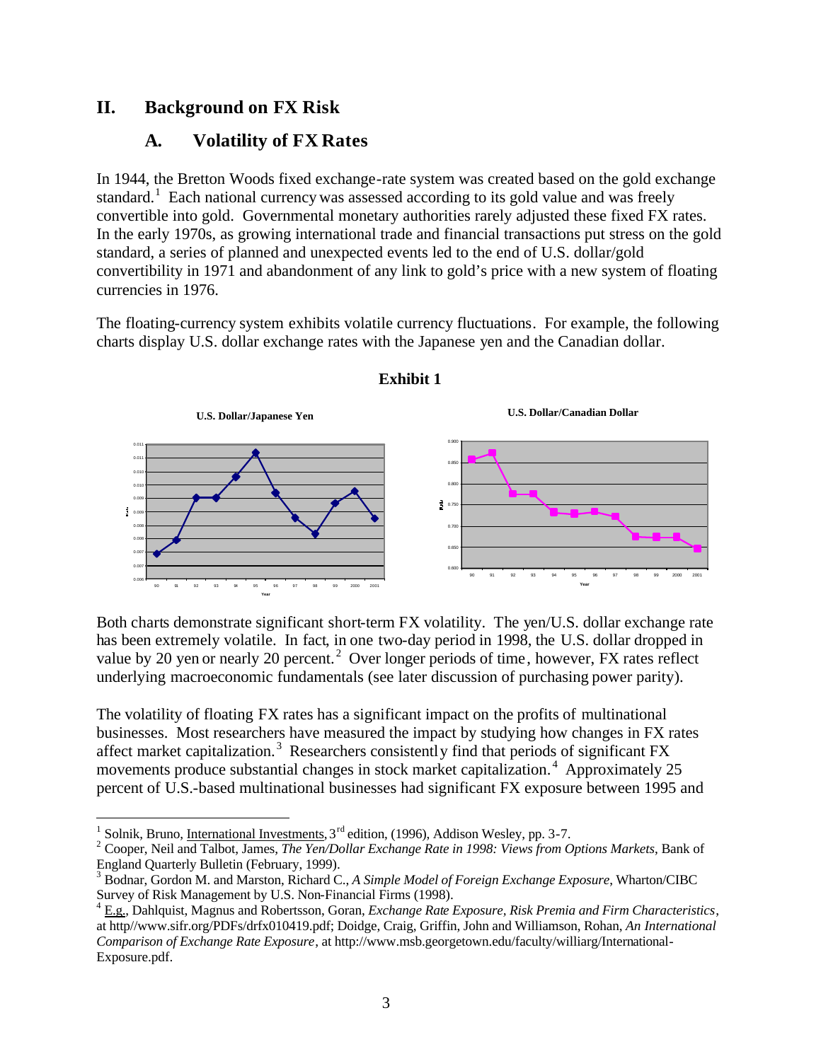## II. Background on FX Risk

### A. Volatility of FX Rates

In 1944, the Bretton Woods fixed exchange-rate system was created based on the gold exchange standard.[1] Each national currency was assessed according to its gold value and was freely convertible into gold. Governmental monetary authorities rarely adjusted these fixed FX rates. In the early 1970s, as growing international trade and financial transactions put stress on the gold standard, a series of planned and unexpected events led to the end of U.S. dollar/gold convertibility in 1971 and abandonment of any link to gold's price with a new system of floating currencies in 1976.

The floating-currency system exhibits volatile currency fluctuations. For example, the following charts display U.S. dollar exchange rates with the Japanese yen and the Canadian dollar.

**Exhibit 1**

**U.S. Dollar/Japanese Yen**

**U.S. Dollar/Canadian Dollar**

Both charts demonstrate significant short-term FX volatility. The yen/U.S. dollar exchange rate has been extremely volatile. In fact, in one two-day period in 1998, the U.S. dollar dropped in value by 20 yen or nearly 20 percent.[2] Over longer periods of time, however, FX rates reflect underlying macroeconomic fundamentals (see later discussion of purchasing power parity).

The volatility of floating FX rates has a significant impact on the profits of multinational businesses. Most researchers have measured the impact by studying how changes in FX rates affect market capitalization.[3] Researchers consistently find that periods of significant FX movements produce substantial changes in stock market capitalization.[4] Approximately 25 percent of U.S.-based multinational businesses had significant FX exposure between 1995 and

---

[1] Solnik, Bruno, International Investments, 3rd edition, (1996), Addison Wesley, pp. 3-7.

[2] Cooper, Neil and Talbot, James, *The Yen/Dollar Exchange Rate in 1998: Views from Options Markets*, Bank of England Quarterly Bulletin (February, 1999).

[3] Bodnar, Gordon M. and Marston, Richard C., *A Simple Model of Foreign Exchange Exposure*, Wharton/CIBC Survey of Risk Management by U.S. Non-Financial Firms (1998).

[4] E.g., Dahlquist, Magnus and Robertsson, Goran, *Exchange Rate Exposure, Risk Premia and Firm Characteristics*, at http//www.sifr.org/PDFs/drfx010419.pdf; Doidge, Craig, Griffin, John and Williamson, Rohan, *An International Comparison of Exchange Rate Exposure*, at http://www.msb.georgetown.edu/faculty/williarg/International-Exposure.pdf.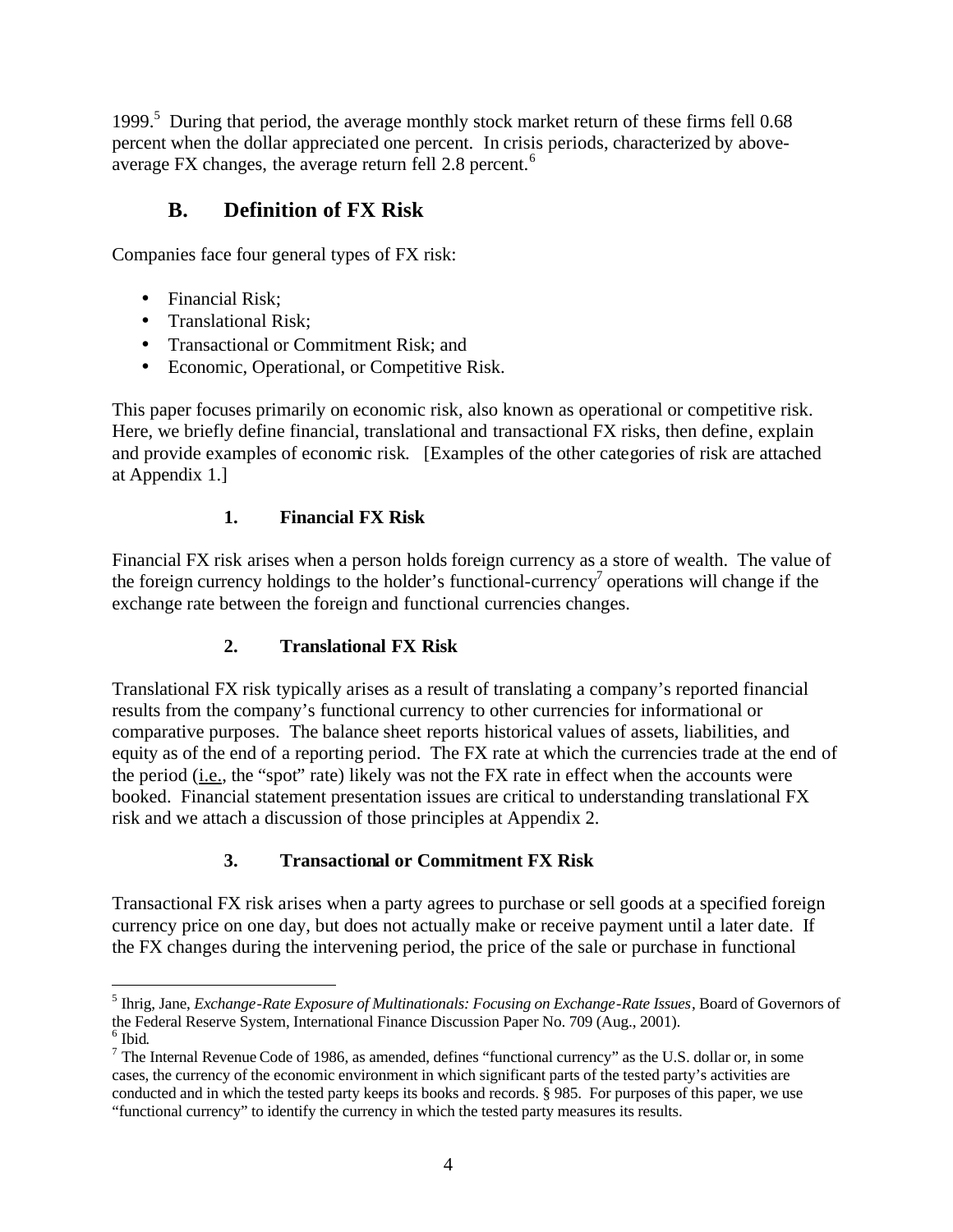1999.[5] During that period, the average monthly stock market return of these firms fell 0.68 percent when the dollar appreciated one percent. In crisis periods, characterized by above-average FX changes, the average return fell 2.8 percent.[6]

## B. Definition of FX Risk

Companies face four general types of FX risk:

- Financial Risk;
- Translational Risk;
- Transactional or Commitment Risk; and
- Economic, Operational, or Competitive Risk.

This paper focuses primarily on economic risk, also known as operational or competitive risk. Here, we briefly define financial, translational and transactional FX risks, then define, explain and provide examples of economic risk. [Examples of the other categories of risk are attached at Appendix 1.]

### 1. Financial FX Risk

Financial FX risk arises when a person holds foreign currency as a store of wealth. The value of the foreign currency holdings to the holder's functional-currency[7] operations will change if the exchange rate between the foreign and functional currencies changes.

### 2. Translational FX Risk

Translational FX risk typically arises as a result of translating a company's reported financial results from the company's functional currency to other currencies for informational or comparative purposes. The balance sheet reports historical values of assets, liabilities, and equity as of the end of a reporting period. The FX rate at which the currencies trade at the end of the period (i.e., the "spot" rate) likely was not the FX rate in effect when the accounts were booked. Financial statement presentation issues are critical to understanding translational FX risk and we attach a discussion of those principles at Appendix 2.

### 3. Transactional or Commitment FX Risk

Transactional FX risk arises when a party agrees to purchase or sell goods at a specified foreign currency price on one day, but does not actually make or receive payment until a later date. If the FX changes during the intervening period, the price of the sale or purchase in functional

---

[5] Ihrig, Jane, *Exchange-Rate Exposure of Multinationals: Focusing on Exchange-Rate Issues*, Board of Governors of the Federal Reserve System, International Finance Discussion Paper No. 709 (Aug., 2001).

[6] Ibid.

[7] The Internal Revenue Code of 1986, as amended, defines "functional currency" as the U.S. dollar or, in some cases, the currency of the economic environment in which significant parts of the tested party's activities are conducted and in which the tested party keeps its books and records. § 985. For purposes of this paper, we use "functional currency" to identify the currency in which the tested party measures its results.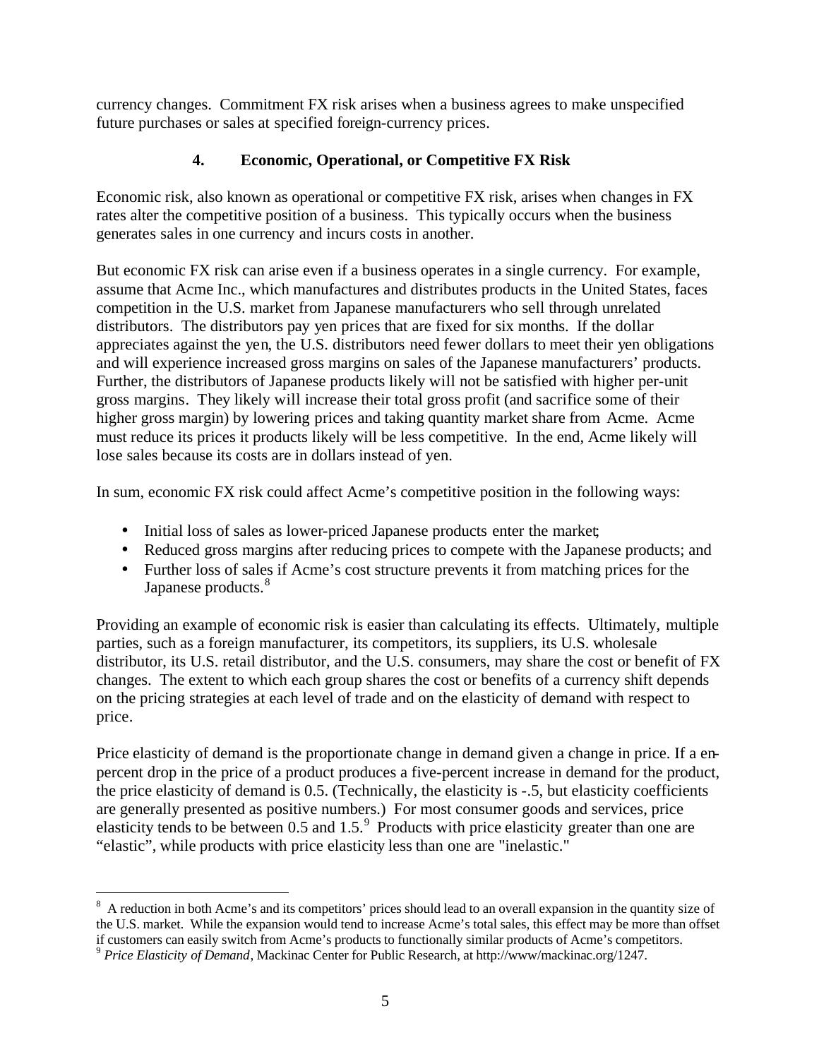currency changes. Commitment FX risk arises when a business agrees to make unspecified future purchases or sales at specified foreign-currency prices.

### 4. Economic, Operational, or Competitive FX Risk

Economic risk, also known as operational or competitive FX risk, arises when changes in FX rates alter the competitive position of a business. This typically occurs when the business generates sales in one currency and incurs costs in another.

But economic FX risk can arise even if a business operates in a single currency. For example, assume that Acme Inc., which manufactures and distributes products in the United States, faces competition in the U.S. market from Japanese manufacturers who sell through unrelated distributors. The distributors pay yen prices that are fixed for six months. If the dollar appreciates against the yen, the U.S. distributors need fewer dollars to meet their yen obligations and will experience increased gross margins on sales of the Japanese manufacturers' products. Further, the distributors of Japanese products likely will not be satisfied with higher per-unit gross margins. They likely will increase their total gross profit (and sacrifice some of their higher gross margin) by lowering prices and taking quantity market share from Acme. Acme must reduce its prices it products likely will be less competitive. In the end, Acme likely will lose sales because its costs are in dollars instead of yen.

In sum, economic FX risk could affect Acme's competitive position in the following ways:

- Initial loss of sales as lower-priced Japanese products enter the market;
- Reduced gross margins after reducing prices to compete with the Japanese products; and
- Further loss of sales if Acme's cost structure prevents it from matching prices for the Japanese products.[8]

Providing an example of economic risk is easier than calculating its effects. Ultimately, multiple parties, such as a foreign manufacturer, its competitors, its suppliers, its U.S. wholesale distributor, its U.S. retail distributor, and the U.S. consumers, may share the cost or benefit of FX changes. The extent to which each group shares the cost or benefits of a currency shift depends on the pricing strategies at each level of trade and on the elasticity of demand with respect to price.

Price elasticity of demand is the proportionate change in demand given a change in price. If a ten-percent drop in the price of a product produces a five-percent increase in demand for the product, the price elasticity of demand is 0.5. (Technically, the elasticity is -.5, but elasticity coefficients are generally presented as positive numbers.) For most consumer goods and services, price elasticity tends to be between 0.5 and 1.5.[9] Products with price elasticity greater than one are "elastic", while products with price elasticity less than one are "inelastic."

---

[8] A reduction in both Acme's and its competitors' prices should lead to an overall expansion in the quantity size of the U.S. market. While the expansion would tend to increase Acme's total sales, this effect may be more than offset if customers can easily switch from Acme's products to functionally similar products of Acme's competitors.

[9] *Price Elasticity of Demand*, Mackinac Center for Public Research, at http://www/mackinac.org/1247.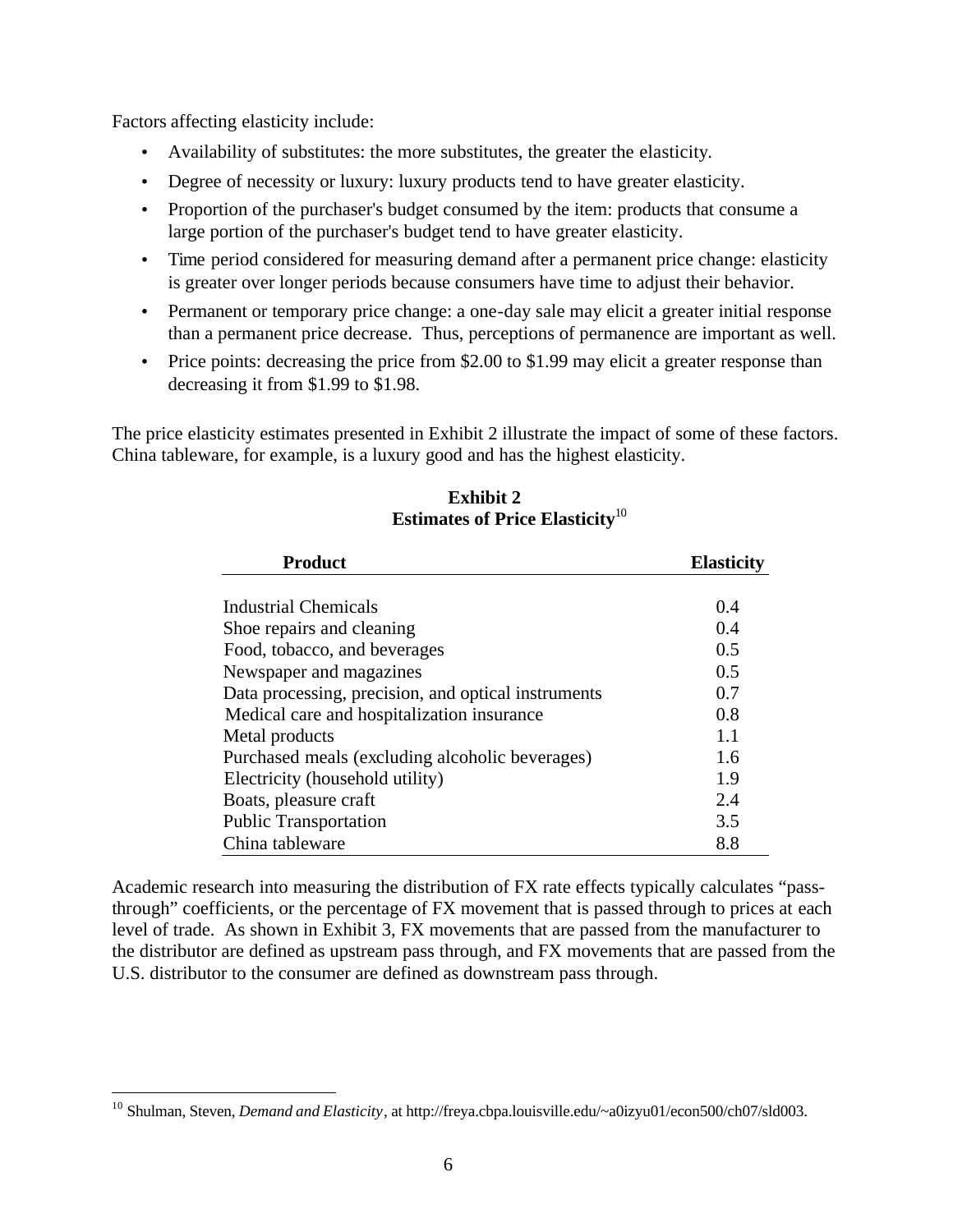Factors affecting elasticity include:

- Availability of substitutes: the more substitutes, the greater the elasticity.
- Degree of necessity or luxury: luxury products tend to have greater elasticity.
- Proportion of the purchaser's budget consumed by the item: products that consume a large portion of the purchaser's budget tend to have greater elasticity.
- Time period considered for measuring demand after a permanent price change: elasticity is greater over longer periods because consumers have time to adjust their behavior.
- Permanent or temporary price change: a one-day sale may elicit a greater initial response than a permanent price decrease. Thus, perceptions of permanence are important as well.
- Price points: decreasing the price from $2.00 to $1.99 may elicit a greater response than decreasing it from $1.99 to $1.98.

The price elasticity estimates presented in Exhibit 2 illustrate the impact of some of these factors. China tableware, for example, is a luxury good and has the highest elasticity.

**Exhibit 2**
**Estimates of Price Elasticity**[10]

| Product | Elasticity |
|---|---|
| Industrial Chemicals | 0.4 |
| Shoe repairs and cleaning | 0.4 |
| Food, tobacco, and beverages | 0.5 |
| Newspaper and magazines | 0.5 |
| Data processing, precision, and optical instruments | 0.7 |
| Medical care and hospitalization insurance | 0.8 |
| Metal products | 1.1 |
| Purchased meals (excluding alcoholic beverages) | 1.6 |
| Electricity (household utility) | 1.9 |
| Boats, pleasure craft | 2.4 |
| Public Transportation | 3.5 |
| China tableware | 8.8 |

Academic research into measuring the distribution of FX rate effects typically calculates "pass-through" coefficients, or the percentage of FX movement that is passed through to prices at each level of trade. As shown in Exhibit 3, FX movements that are passed from the manufacturer to the distributor are defined as upstream pass through, and FX movements that are passed from the U.S. distributor to the consumer are defined as downstream pass through.

[10] Shulman, Steven, *Demand and Elasticity*, at http://freya.cbpa.louisville.edu/~a0izyu01/econ500/ch07/sld003.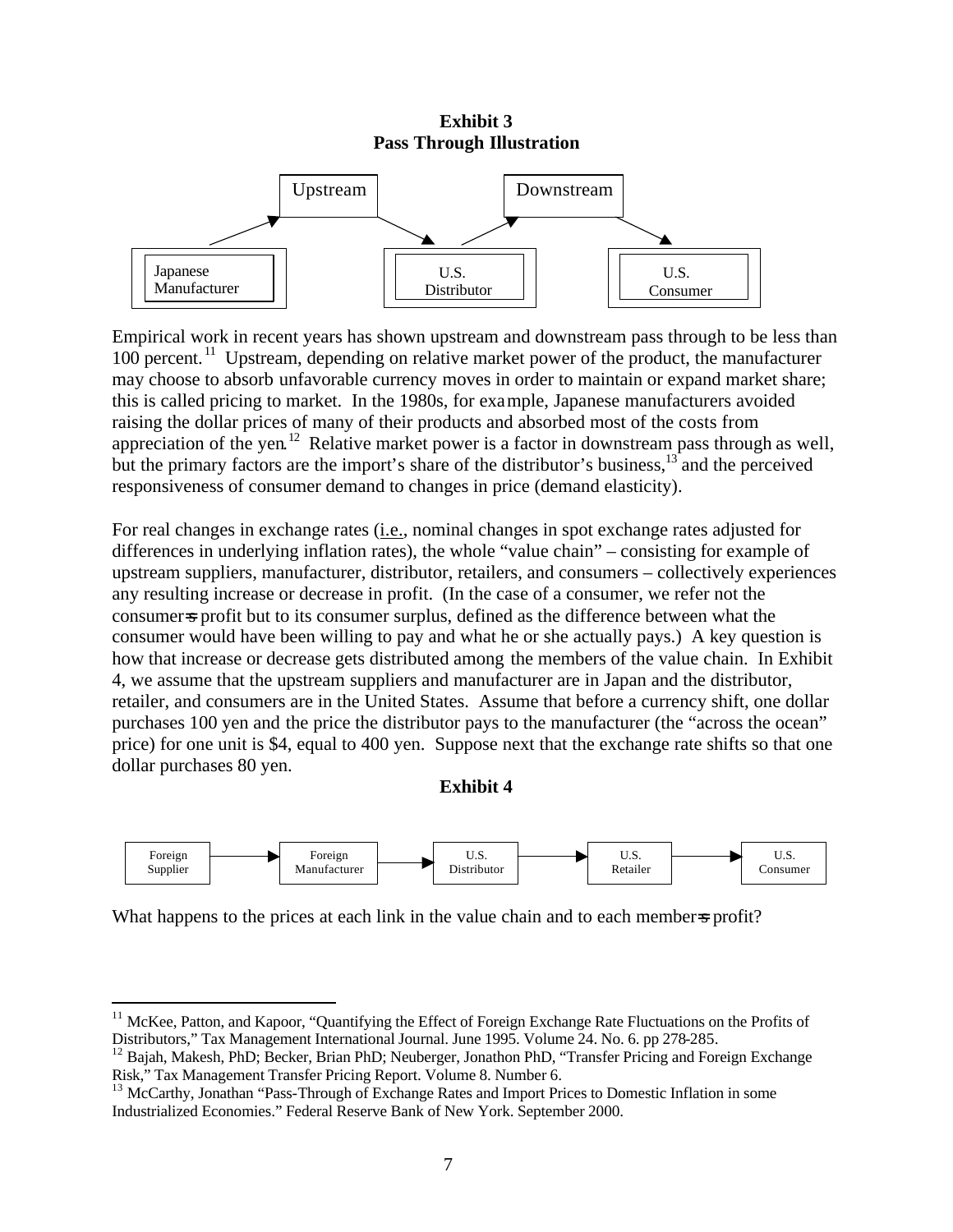**Exhibit 3**
**Pass Through Illustration**

Upstream → Downstream

Japanese Manufacturer → U.S. Distributor → U.S. Consumer

Empirical work in recent years has shown upstream and downstream pass through to be less than 100 percent.[11] Upstream, depending on relative market power of the product, the manufacturer may choose to absorb unfavorable currency moves in order to maintain or expand market share; this is called pricing to market. In the 1980s, for example, Japanese manufacturers avoided raising the dollar prices of many of their products and absorbed most of the costs from appreciation of the yen.[12] Relative market power is a factor in downstream pass through as well, but the primary factors are the import's share of the distributor's business,[13] and the perceived responsiveness of consumer demand to changes in price (demand elasticity).

For real changes in exchange rates (i.e., nominal changes in spot exchange rates adjusted for differences in underlying inflation rates), the whole "value chain" – consisting for example of upstream suppliers, manufacturer, distributor, retailers, and consumers – collectively experiences any resulting increase or decrease in profit. (In the case of a consumer, we refer not the consumer's profit but to its consumer surplus, defined as the difference between what the consumer would have been willing to pay and what he or she actually pays.) A key question is how that increase or decrease gets distributed among the members of the value chain. In Exhibit 4, we assume that the upstream suppliers and manufacturer are in Japan and the distributor, retailer, and consumers are in the United States. Assume that before a currency shift, one dollar purchases 100 yen and the price the distributor pays to the manufacturer (the "across the ocean" price) for one unit is $4, equal to 400 yen. Suppose next that the exchange rate shifts so that one dollar purchases 80 yen.

**Exhibit 4**

Foreign Supplier → Foreign Manufacturer → U.S. Distributor → U.S. Retailer → U.S. Consumer

What happens to the prices at each link in the value chain and to each member's profit?

---

[11] McKee, Patton, and Kapoor, "Quantifying the Effect of Foreign Exchange Rate Fluctuations on the Profits of Distributors," Tax Management International Journal. June 1995. Volume 24. No. 6. pp 278-285.

[12] Bajah, Makesh, PhD; Becker, Brian PhD; Neuberger, Jonathon PhD, "Transfer Pricing and Foreign Exchange Risk," Tax Management Transfer Pricing Report. Volume 8. Number 6.

[13] McCarthy, Jonathan "Pass-Through of Exchange Rates and Import Prices to Domestic Inflation in some Industrialized Economies." Federal Reserve Bank of New York. September 2000.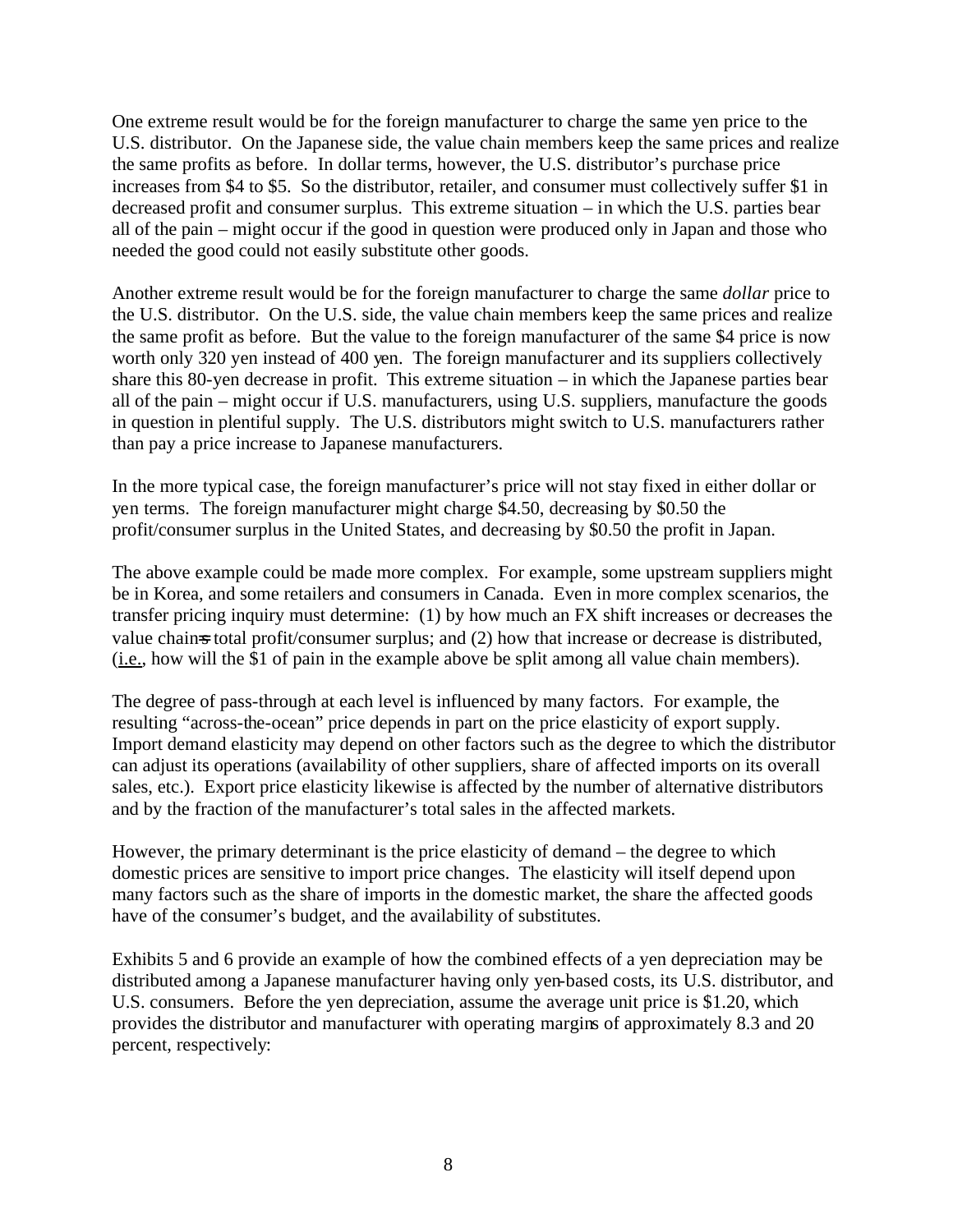One extreme result would be for the foreign manufacturer to charge the same yen price to the U.S. distributor. On the Japanese side, the value chain members keep the same prices and realize the same profits as before. In dollar terms, however, the U.S. distributor's purchase price increases from $4 to $5. So the distributor, retailer, and consumer must collectively suffer $1 in decreased profit and consumer surplus. This extreme situation – in which the U.S. parties bear all of the pain – might occur if the good in question were produced only in Japan and those who needed the good could not easily substitute other goods.

Another extreme result would be for the foreign manufacturer to charge the same *dollar* price to the U.S. distributor. On the U.S. side, the value chain members keep the same prices and realize the same profit as before. But the value to the foreign manufacturer of the same $4 price is now worth only 320 yen instead of 400 yen. The foreign manufacturer and its suppliers collectively share this 80-yen decrease in profit. This extreme situation – in which the Japanese parties bear all of the pain – might occur if U.S. manufacturers, using U.S. suppliers, manufacture the goods in question in plentiful supply. The U.S. distributors might switch to U.S. manufacturers rather than pay a price increase to Japanese manufacturers.

In the more typical case, the foreign manufacturer's price will not stay fixed in either dollar or yen terms. The foreign manufacturer might charge $4.50, decreasing by $0.50 the profit/consumer surplus in the United States, and decreasing by $0.50 the profit in Japan.

The above example could be made more complex. For example, some upstream suppliers might be in Korea, and some retailers and consumers in Canada. Even in more complex scenarios, the transfer pricing inquiry must determine: (1) by how much an FX shift increases or decreases the value chain's total profit/consumer surplus; and (2) how that increase or decrease is distributed, (i.e., how will the $1 of pain in the example above be split among all value chain members).

The degree of pass-through at each level is influenced by many factors. For example, the resulting "across-the-ocean" price depends in part on the price elasticity of export supply. Import demand elasticity may depend on other factors such as the degree to which the distributor can adjust its operations (availability of other suppliers, share of affected imports on its overall sales, etc.). Export price elasticity likewise is affected by the number of alternative distributors and by the fraction of the manufacturer's total sales in the affected markets.

However, the primary determinant is the price elasticity of demand – the degree to which domestic prices are sensitive to import price changes. The elasticity will itself depend upon many factors such as the share of imports in the domestic market, the share the affected goods have of the consumer's budget, and the availability of substitutes.

Exhibits 5 and 6 provide an example of how the combined effects of a yen depreciation may be distributed among a Japanese manufacturer having only yen-based costs, its U.S. distributor, and U.S. consumers. Before the yen depreciation, assume the average unit price is $1.20, which provides the distributor and manufacturer with operating margins of approximately 8.3 and 20 percent, respectively: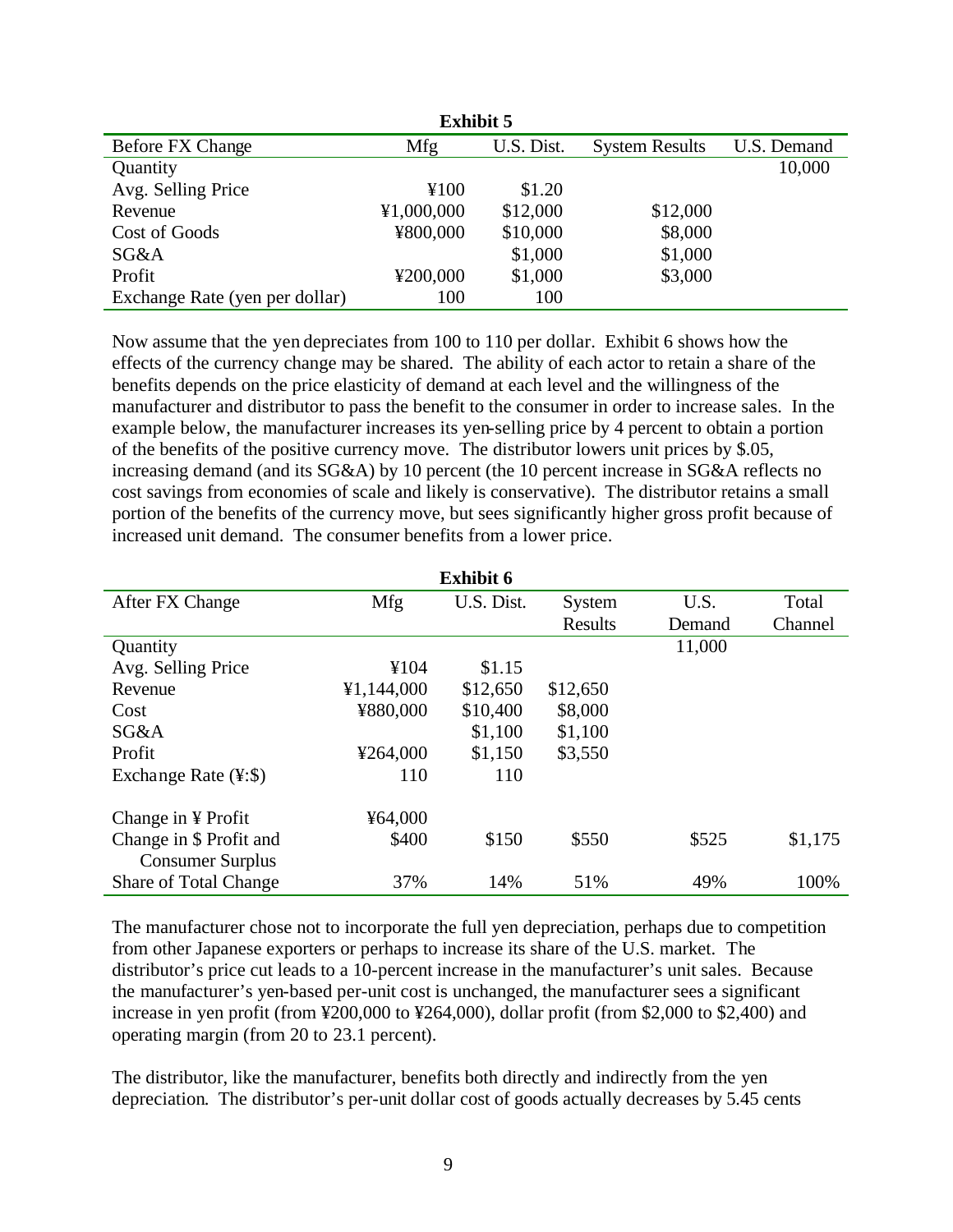**Exhibit 5**

| Before FX Change | Mfg | U.S. Dist. | System Results | U.S. Demand |
|---|---|---|---|---|
| Quantity | | | | 10,000 |
| Avg. Selling Price | ¥100 | $1.20 | | |
| Revenue | ¥1,000,000 | $12,000 | $12,000 | |
| Cost of Goods | ¥800,000 | $10,000 | $8,000 | |
| SG&A | | $1,000 | $1,000 | |
| Profit | ¥200,000 | $1,000 | $3,000 | |
| Exchange Rate (yen per dollar) | 100 | 100 | | |

Now assume that the yen depreciates from 100 to 110 per dollar. Exhibit 6 shows how the effects of the currency change may be shared. The ability of each actor to retain a share of the benefits depends on the price elasticity of demand at each level and the willingness of the manufacturer and distributor to pass the benefit to the consumer in order to increase sales. In the example below, the manufacturer increases its yen-selling price by 4 percent to obtain a portion of the benefits of the positive currency move. The distributor lowers unit prices by $.05, increasing demand (and its SG&A) by 10 percent (the 10 percent increase in SG&A reflects no cost savings from economies of scale and likely is conservative). The distributor retains a small portion of the benefits of the currency move, but sees significantly higher gross profit because of increased unit demand. The consumer benefits from a lower price.

**Exhibit 6**

| After FX Change | Mfg | U.S. Dist. | System Results | U.S. Demand | Total Channel |
|---|---|---|---|---|---|
| Quantity | | | | 11,000 | |
| Avg. Selling Price | ¥104 | $1.15 | | | |
| Revenue | ¥1,144,000 | $12,650 | $12,650 | | |
| Cost | ¥880,000 | $10,400 | $8,000 | | |
| SG&A | | $1,100 | $1,100 | | |
| Profit | ¥264,000 | $1,150 | $3,550 | | |
| Exchange Rate (¥:$) | 110 | 110 | | | |
| | | | | | |
| Change in ¥ Profit | ¥64,000 | | | | |
| Change in $ Profit and Consumer Surplus | $400 | $150 | $550 | $525 | $1,175 |
| Share of Total Change | 37% | 14% | 51% | 49% | 100% |

The manufacturer chose not to incorporate the full yen depreciation, perhaps due to competition from other Japanese exporters or perhaps to increase its share of the U.S. market. The distributor's price cut leads to a 10-percent increase in the manufacturer's unit sales. Because the manufacturer's yen-based per-unit cost is unchanged, the manufacturer sees a significant increase in yen profit (from ¥200,000 to ¥264,000), dollar profit (from $2,000 to $2,400) and operating margin (from 20 to 23.1 percent).

The distributor, like the manufacturer, benefits both directly and indirectly from the yen depreciation. The distributor's per-unit dollar cost of goods actually decreases by 5.45 cents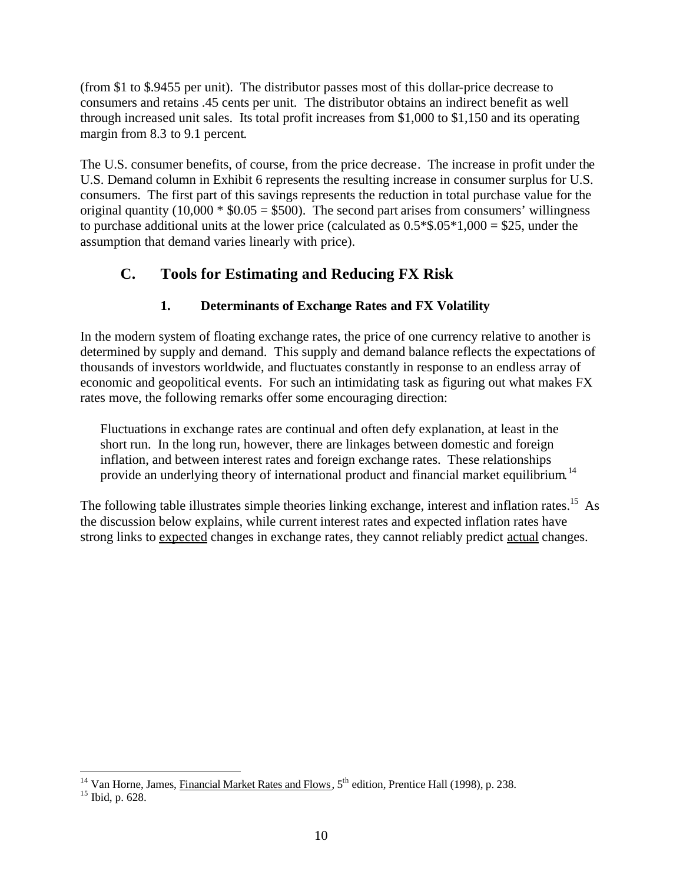(from $1 to $.9455 per unit). The distributor passes most of this dollar-price decrease to consumers and retains .45 cents per unit. The distributor obtains an indirect benefit as well through increased unit sales. Its total profit increases from $1,000 to $1,150 and its operating margin from 8.3 to 9.1 percent.

The U.S. consumer benefits, of course, from the price decrease. The increase in profit under the U.S. Demand column in Exhibit 6 represents the resulting increase in consumer surplus for U.S. consumers. The first part of this savings represents the reduction in total purchase value for the original quantity (10,000 * $0.05 = $500). The second part arises from consumers' willingness to purchase additional units at the lower price (calculated as 0.5*$.05*1,000 = $25, under the assumption that demand varies linearly with price).

## C. Tools for Estimating and Reducing FX Risk

### 1. Determinants of Exchange Rates and FX Volatility

In the modern system of floating exchange rates, the price of one currency relative to another is determined by supply and demand. This supply and demand balance reflects the expectations of thousands of investors worldwide, and fluctuates constantly in response to an endless array of economic and geopolitical events. For such an intimidating task as figuring out what makes FX rates move, the following remarks offer some encouraging direction:

> Fluctuations in exchange rates are continual and often defy explanation, at least in the short run. In the long run, however, there are linkages between domestic and foreign inflation, and between interest rates and foreign exchange rates. These relationships provide an underlying theory of international product and financial market equilibrium.[14]

The following table illustrates simple theories linking exchange, interest and inflation rates.[15] As the discussion below explains, while current interest rates and expected inflation rates have strong links to expected changes in exchange rates, they cannot reliably predict actual changes.

---

[14] Van Horne, James, Financial Market Rates and Flows, 5th edition, Prentice Hall (1998), p. 238.

[15] Ibid, p. 628.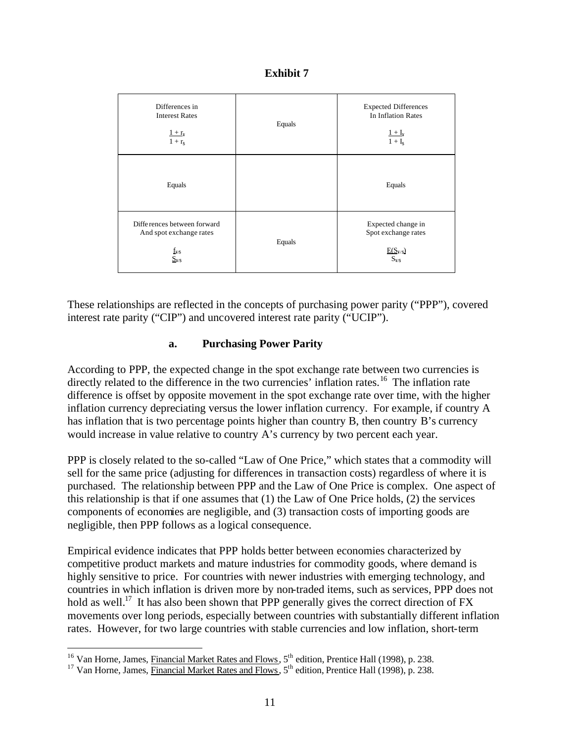**Exhibit 7**

| Differences in Interest Rates $\frac{1 + r_¥}{1 + r_\$}$ | Equals | Expected Differences In Inflation Rates $\frac{1 + I_¥}{1 + I_\$}$ |
|---|---|---|
| Equals | | Equals |
| Differences between forward And spot exchange rates $\frac{f_{¥/\$}}{S_{¥/\$}}$ | Equals | Expected change in Spot exchange rates $\frac{E(S_{¥/\$})}{S_{¥/\$}}$ |

These relationships are reflected in the concepts of purchasing power parity ("PPP"), covered interest rate parity ("CIP") and uncovered interest rate parity ("UCIP").

### a. Purchasing Power Parity

According to PPP, the expected change in the spot exchange rate between two currencies is directly related to the difference in the two currencies' inflation rates.[16] The inflation rate difference is offset by opposite movement in the spot exchange rate over time, with the higher inflation currency depreciating versus the lower inflation currency. For example, if country A has inflation that is two percentage points higher than country B, then country B's currency would increase in value relative to country A's currency by two percent each year.

PPP is closely related to the so-called "Law of One Price," which states that a commodity will sell for the same price (adjusting for differences in transaction costs) regardless of where it is purchased. The relationship between PPP and the Law of One Price is complex. One aspect of this relationship is that if one assumes that (1) the Law of One Price holds, (2) the services components of economies are negligible, and (3) transaction costs of importing goods are negligible, then PPP follows as a logical consequence.

Empirical evidence indicates that PPP holds better between economies characterized by competitive product markets and mature industries for commodity goods, where demand is highly sensitive to price. For countries with newer industries with emerging technology, and countries in which inflation is driven more by non-traded items, such as services, PPP does not hold as well.[17] It has also been shown that PPP generally gives the correct direction of FX movements over long periods, especially between countries with substantially different inflation rates. However, for two large countries with stable currencies and low inflation, short-term

[16] Van Horne, James, Financial Market Rates and Flows, 5th edition, Prentice Hall (1998), p. 238.

[17] Van Horne, James, Financial Market Rates and Flows, 5th edition, Prentice Hall (1998), p. 238.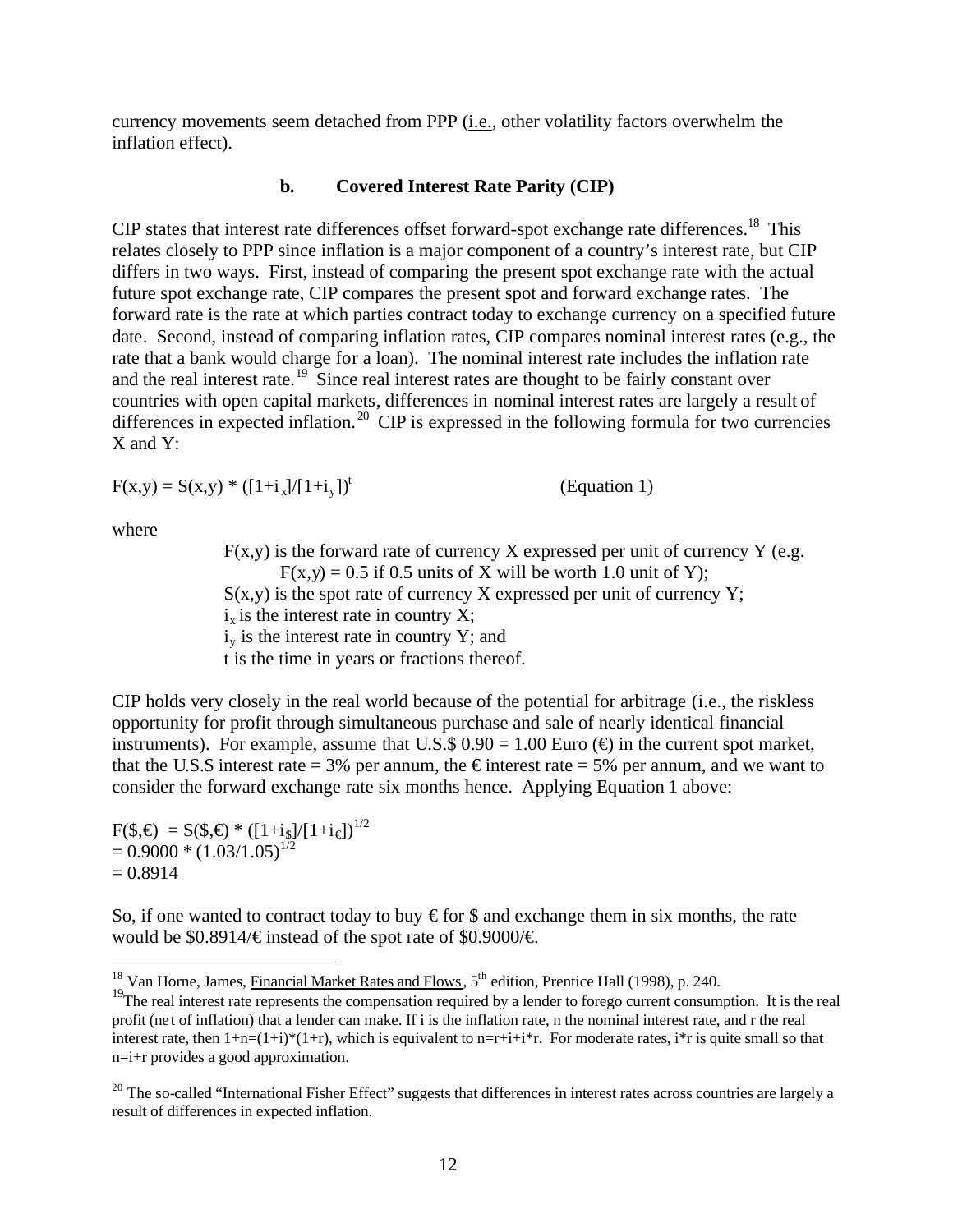currency movements seem detached from PPP (i.e., other volatility factors overwhelm the inflation effect).

### b. Covered Interest Rate Parity (CIP)

CIP states that interest rate differences offset forward-spot exchange rate differences.[18] This relates closely to PPP since inflation is a major component of a country's interest rate, but CIP differs in two ways. First, instead of comparing the present spot exchange rate with the actual future spot exchange rate, CIP compares the present spot and forward exchange rates. The forward rate is the rate at which parties contract today to exchange currency on a specified future date. Second, instead of comparing inflation rates, CIP compares nominal interest rates (e.g., the rate that a bank would charge for a loan). The nominal interest rate includes the inflation rate and the real interest rate.[19] Since real interest rates are thought to be fairly constant over countries with open capital markets, differences in nominal interest rates are largely a result of differences in expected inflation.[20] CIP is expressed in the following formula for two currencies X and Y:

$$F(x,y) = S(x,y) * ([1+i_x]/[1+i_y])^t \qquad \text{(Equation 1)}$$

where

- $F(x,y)$ is the forward rate of currency X expressed per unit of currency Y (e.g. $F(x,y) = 0.5$ if 0.5 units of X will be worth 1.0 unit of Y);
- $S(x,y)$ is the spot rate of currency X expressed per unit of currency Y;
- $i_x$ is the interest rate in country X;
- $i_y$ is the interest rate in country Y; and
- t is the time in years or fractions thereof.

CIP holds very closely in the real world because of the potential for arbitrage (i.e., the riskless opportunity for profit through simultaneous purchase and sale of nearly identical financial instruments). For example, assume that U.S.$ 0.90 = 1.00 Euro (€) in the current spot market, that the U.S.$ interest rate = 3% per annum, the € interest rate = 5% per annum, and we want to consider the forward exchange rate six months hence. Applying Equation 1 above:

$$F(\$,€) = S(\$,€) * ([1+i_{\$}]/[1+i_{€}])^{1/2}$$
$$= 0.9000 * (1.03/1.05)^{1/2}$$
$$= 0.8914$$

So, if one wanted to contract today to buy € for $ and exchange them in six months, the rate would be $0.8914/€ instead of the spot rate of $0.9000/€.

---

[18] Van Horne, James, Financial Market Rates and Flows, 5th edition, Prentice Hall (1998), p. 240.

[19] The real interest rate represents the compensation required by a lender to forego current consumption. It is the real profit (net of inflation) that a lender can make. If i is the inflation rate, n the nominal interest rate, and r the real interest rate, then $1+n=(1+i)*(1+r)$, which is equivalent to $n=r+i+i*r$. For moderate rates, $i*r$ is quite small so that $n=i+r$ provides a good approximation.

[20] The so-called "International Fisher Effect" suggests that differences in interest rates across countries are largely a result of differences in expected inflation.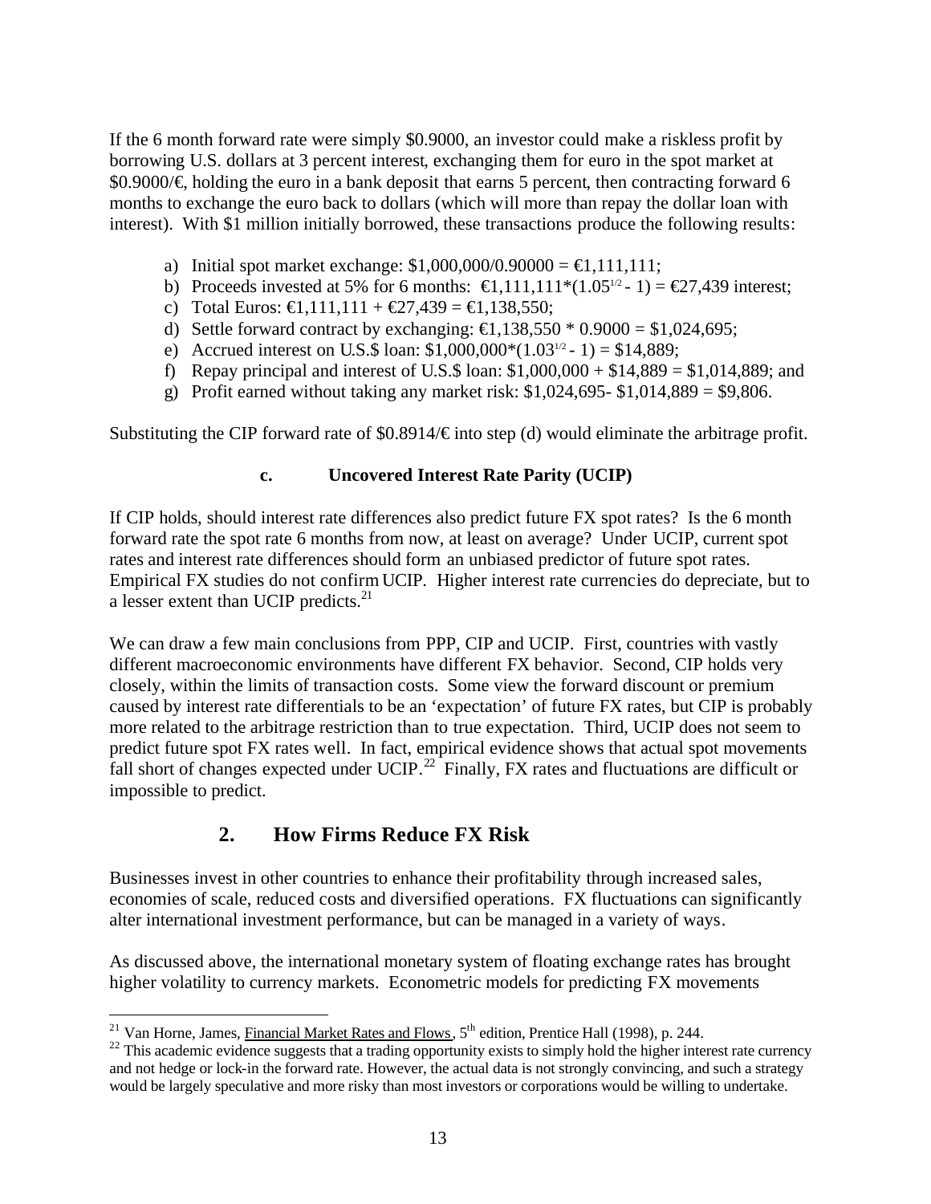If the 6 month forward rate were simply \$0.9000, an investor could make a riskless profit by borrowing U.S. dollars at 3 percent interest, exchanging them for euro in the spot market at \$0.9000/€, holding the euro in a bank deposit that earns 5 percent, then contracting forward 6 months to exchange the euro back to dollars (which will more than repay the dollar loan with interest). With \$1 million initially borrowed, these transactions produce the following results:

a) Initial spot market exchange: \$1,000,000/0.90000 = €1,111,111;
b) Proceeds invested at 5% for 6 months: €1,111,111*($1.05^{1/2}$ - 1) = €27,439 interest;
c) Total Euros: €1,111,111 + €27,439 = €1,138,550;
d) Settle forward contract by exchanging: €1,138,550 * 0.9000 = \$1,024,695;
e) Accrued interest on U.S.\$ loan: \$1,000,000*($1.03^{1/2}$ - 1) = \$14,889;
f) Repay principal and interest of U.S.\$ loan: \$1,000,000 + \$14,889 = \$1,014,889; and
g) Profit earned without taking any market risk: \$1,024,695- \$1,014,889 = \$9,806.

Substituting the CIP forward rate of \$0.8914/€ into step (d) would eliminate the arbitrage profit.

### c. Uncovered Interest Rate Parity (UCIP)

If CIP holds, should interest rate differences also predict future FX spot rates? Is the 6 month forward rate the spot rate 6 months from now, at least on average? Under UCIP, current spot rates and interest rate differences should form an unbiased predictor of future spot rates. Empirical FX studies do not confirm UCIP. Higher interest rate currencies do depreciate, but to a lesser extent than UCIP predicts.[21]

We can draw a few main conclusions from PPP, CIP and UCIP. First, countries with vastly different macroeconomic environments have different FX behavior. Second, CIP holds very closely, within the limits of transaction costs. Some view the forward discount or premium caused by interest rate differentials to be an 'expectation' of future FX rates, but CIP is probably more related to the arbitrage restriction than to true expectation. Third, UCIP does not seem to predict future spot FX rates well. In fact, empirical evidence shows that actual spot movements fall short of changes expected under UCIP.[22] Finally, FX rates and fluctuations are difficult or impossible to predict.

## 2. How Firms Reduce FX Risk

Businesses invest in other countries to enhance their profitability through increased sales, economies of scale, reduced costs and diversified operations. FX fluctuations can significantly alter international investment performance, but can be managed in a variety of ways.

As discussed above, the international monetary system of floating exchange rates has brought higher volatility to currency markets. Econometric models for predicting FX movements

---

[21] Van Horne, James, Financial Market Rates and Flows, 5th edition, Prentice Hall (1998), p. 244.

[22] This academic evidence suggests that a trading opportunity exists to simply hold the higher interest rate currency and not hedge or lock-in the forward rate. However, the actual data is not strongly convincing, and such a strategy would be largely speculative and more risky than most investors or corporations would be willing to undertake.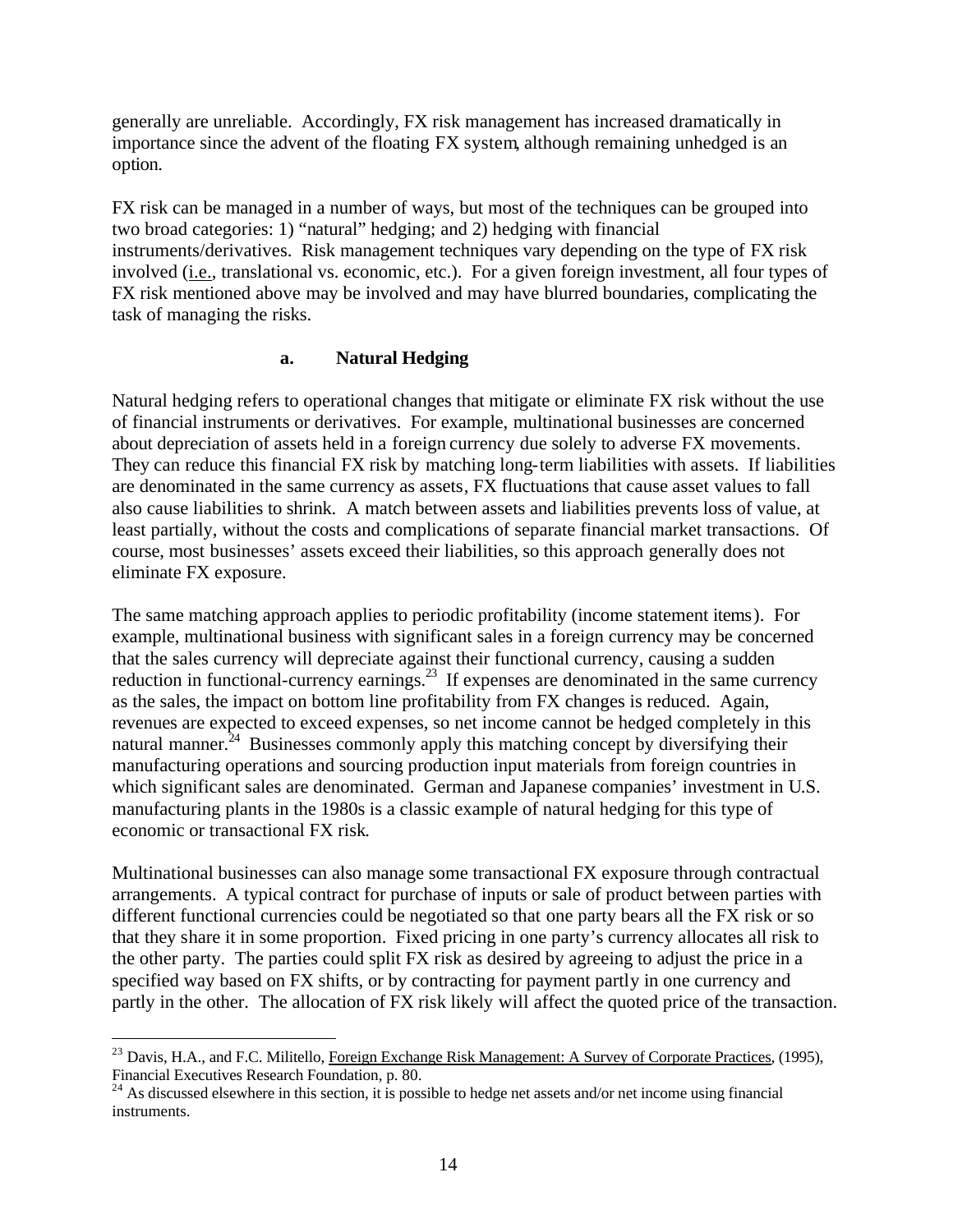generally are unreliable. Accordingly, FX risk management has increased dramatically in importance since the advent of the floating FX system, although remaining unhedged is an option.

FX risk can be managed in a number of ways, but most of the techniques can be grouped into two broad categories: 1) "natural" hedging; and 2) hedging with financial instruments/derivatives. Risk management techniques vary depending on the type of FX risk involved (i.e., translational vs. economic, etc.). For a given foreign investment, all four types of FX risk mentioned above may be involved and may have blurred boundaries, complicating the task of managing the risks.

#### a. Natural Hedging

Natural hedging refers to operational changes that mitigate or eliminate FX risk without the use of financial instruments or derivatives. For example, multinational businesses are concerned about depreciation of assets held in a foreign currency due solely to adverse FX movements. They can reduce this financial FX risk by matching long-term liabilities with assets. If liabilities are denominated in the same currency as assets, FX fluctuations that cause asset values to fall also cause liabilities to shrink. A match between assets and liabilities prevents loss of value, at least partially, without the costs and complications of separate financial market transactions. Of course, most businesses' assets exceed their liabilities, so this approach generally does not eliminate FX exposure.

The same matching approach applies to periodic profitability (income statement items). For example, multinational business with significant sales in a foreign currency may be concerned that the sales currency will depreciate against their functional currency, causing a sudden reduction in functional-currency earnings.[23] If expenses are denominated in the same currency as the sales, the impact on bottom line profitability from FX changes is reduced. Again, revenues are expected to exceed expenses, so net income cannot be hedged completely in this natural manner.[24] Businesses commonly apply this matching concept by diversifying their manufacturing operations and sourcing production input materials from foreign countries in which significant sales are denominated. German and Japanese companies' investment in U.S. manufacturing plants in the 1980s is a classic example of natural hedging for this type of economic or transactional FX risk.

Multinational businesses can also manage some transactional FX exposure through contractual arrangements. A typical contract for purchase of inputs or sale of product between parties with different functional currencies could be negotiated so that one party bears all the FX risk or so that they share it in some proportion. Fixed pricing in one party's currency allocates all risk to the other party. The parties could split FX risk as desired by agreeing to adjust the price in a specified way based on FX shifts, or by contracting for payment partly in one currency and partly in the other. The allocation of FX risk likely will affect the quoted price of the transaction.

---

[23] Davis, H.A., and F.C. Militello, Foreign Exchange Risk Management: A Survey of Corporate Practices, (1995), Financial Executives Research Foundation, p. 80.

[24] As discussed elsewhere in this section, it is possible to hedge net assets and/or net income using financial instruments.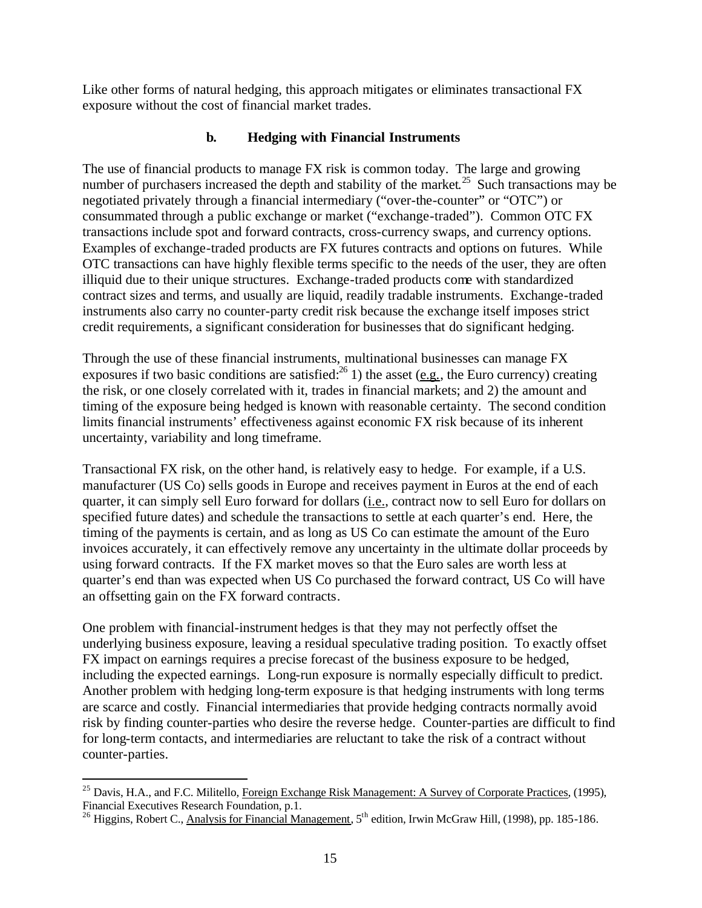Like other forms of natural hedging, this approach mitigates or eliminates transactional FX exposure without the cost of financial market trades.

### b. Hedging with Financial Instruments

The use of financial products to manage FX risk is common today. The large and growing number of purchasers increased the depth and stability of the market.[25] Such transactions may be negotiated privately through a financial intermediary ("over-the-counter" or "OTC") or consummated through a public exchange or market ("exchange-traded"). Common OTC FX transactions include spot and forward contracts, cross-currency swaps, and currency options. Examples of exchange-traded products are FX futures contracts and options on futures. While OTC transactions can have highly flexible terms specific to the needs of the user, they are often illiquid due to their unique structures. Exchange-traded products come with standardized contract sizes and terms, and usually are liquid, readily tradable instruments. Exchange-traded instruments also carry no counter-party credit risk because the exchange itself imposes strict credit requirements, a significant consideration for businesses that do significant hedging.

Through the use of these financial instruments, multinational businesses can manage FX exposures if two basic conditions are satisfied:[26] 1) the asset (e.g., the Euro currency) creating the risk, or one closely correlated with it, trades in financial markets; and 2) the amount and timing of the exposure being hedged is known with reasonable certainty. The second condition limits financial instruments' effectiveness against economic FX risk because of its inherent uncertainty, variability and long timeframe.

Transactional FX risk, on the other hand, is relatively easy to hedge. For example, if a U.S. manufacturer (US Co) sells goods in Europe and receives payment in Euros at the end of each quarter, it can simply sell Euro forward for dollars (i.e., contract now to sell Euro for dollars on specified future dates) and schedule the transactions to settle at each quarter's end. Here, the timing of the payments is certain, and as long as US Co can estimate the amount of the Euro invoices accurately, it can effectively remove any uncertainty in the ultimate dollar proceeds by using forward contracts. If the FX market moves so that the Euro sales are worth less at quarter's end than was expected when US Co purchased the forward contract, US Co will have an offsetting gain on the FX forward contracts.

One problem with financial-instrument hedges is that they may not perfectly offset the underlying business exposure, leaving a residual speculative trading position. To exactly offset FX impact on earnings requires a precise forecast of the business exposure to be hedged, including the expected earnings. Long-run exposure is normally especially difficult to predict. Another problem with hedging long-term exposure is that hedging instruments with long terms are scarce and costly. Financial intermediaries that provide hedging contracts normally avoid risk by finding counter-parties who desire the reverse hedge. Counter-parties are difficult to find for long-term contacts, and intermediaries are reluctant to take the risk of a contract without counter-parties.

---

[25] Davis, H.A., and F.C. Militello, Foreign Exchange Risk Management: A Survey of Corporate Practices, (1995), Financial Executives Research Foundation, p.1.

[26] Higgins, Robert C., Analysis for Financial Management, 5th edition, Irwin McGraw Hill, (1998), pp. 185-186.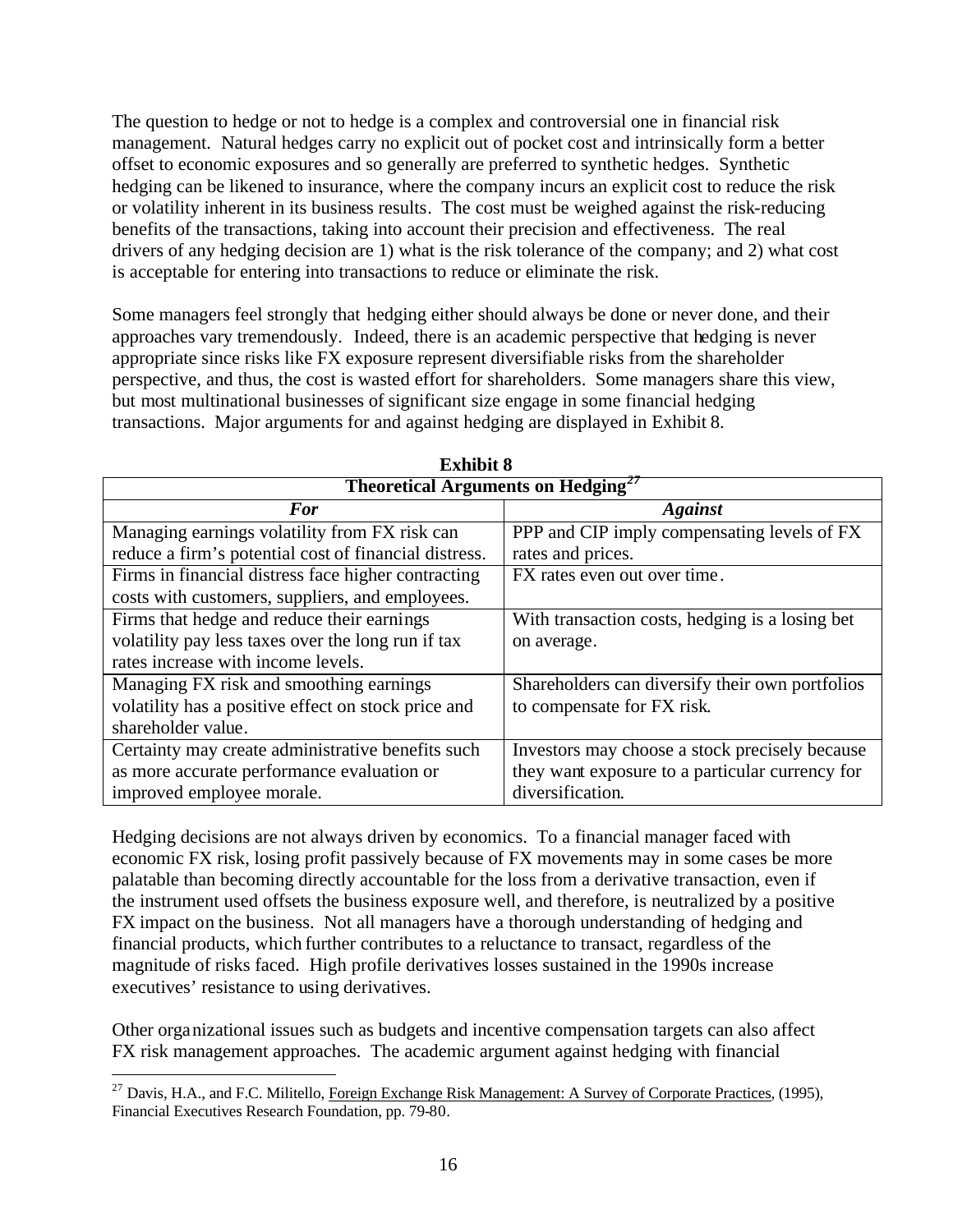The question to hedge or not to hedge is a complex and controversial one in financial risk management. Natural hedges carry no explicit out of pocket cost and intrinsically form a better offset to economic exposures and so generally are preferred to synthetic hedges. Synthetic hedging can be likened to insurance, where the company incurs an explicit cost to reduce the risk or volatility inherent in its business results. The cost must be weighed against the risk-reducing benefits of the transactions, taking into account their precision and effectiveness. The real drivers of any hedging decision are 1) what is the risk tolerance of the company; and 2) what cost is acceptable for entering into transactions to reduce or eliminate the risk.

Some managers feel strongly that hedging either should always be done or never done, and their approaches vary tremendously. Indeed, there is an academic perspective that hedging is never appropriate since risks like FX exposure represent diversifiable risks from the shareholder perspective, and thus, the cost is wasted effort for shareholders. Some managers share this view, but most multinational businesses of significant size engage in some financial hedging transactions. Major arguments for and against hedging are displayed in Exhibit 8.

**Exhibit 8**

**Theoretical Arguments on Hedging[27]**

| ***For*** | ***Against*** |
|---|---|
| Managing earnings volatility from FX risk can reduce a firm's potential cost of financial distress. | PPP and CIP imply compensating levels of FX rates and prices. |
| Firms in financial distress face higher contracting costs with customers, suppliers, and employees. | FX rates even out over time. |
| Firms that hedge and reduce their earnings volatility pay less taxes over the long run if tax rates increase with income levels. | With transaction costs, hedging is a losing bet on average. |
| Managing FX risk and smoothing earnings volatility has a positive effect on stock price and shareholder value. | Shareholders can diversify their own portfolios to compensate for FX risk. |
| Certainty may create administrative benefits such as more accurate performance evaluation or improved employee morale. | Investors may choose a stock precisely because they want exposure to a particular currency for diversification. |

Hedging decisions are not always driven by economics. To a financial manager faced with economic FX risk, losing profit passively because of FX movements may in some cases be more palatable than becoming directly accountable for the loss from a derivative transaction, even if the instrument used offsets the business exposure well, and therefore, is neutralized by a positive FX impact on the business. Not all managers have a thorough understanding of hedging and financial products, which further contributes to a reluctance to transact, regardless of the magnitude of risks faced. High profile derivatives losses sustained in the 1990s increase executives' resistance to using derivatives.

Other organizational issues such as budgets and incentive compensation targets can also affect FX risk management approaches. The academic argument against hedging with financial

[27] Davis, H.A., and F.C. Militello, Foreign Exchange Risk Management: A Survey of Corporate Practices, (1995), Financial Executives Research Foundation, pp. 79-80.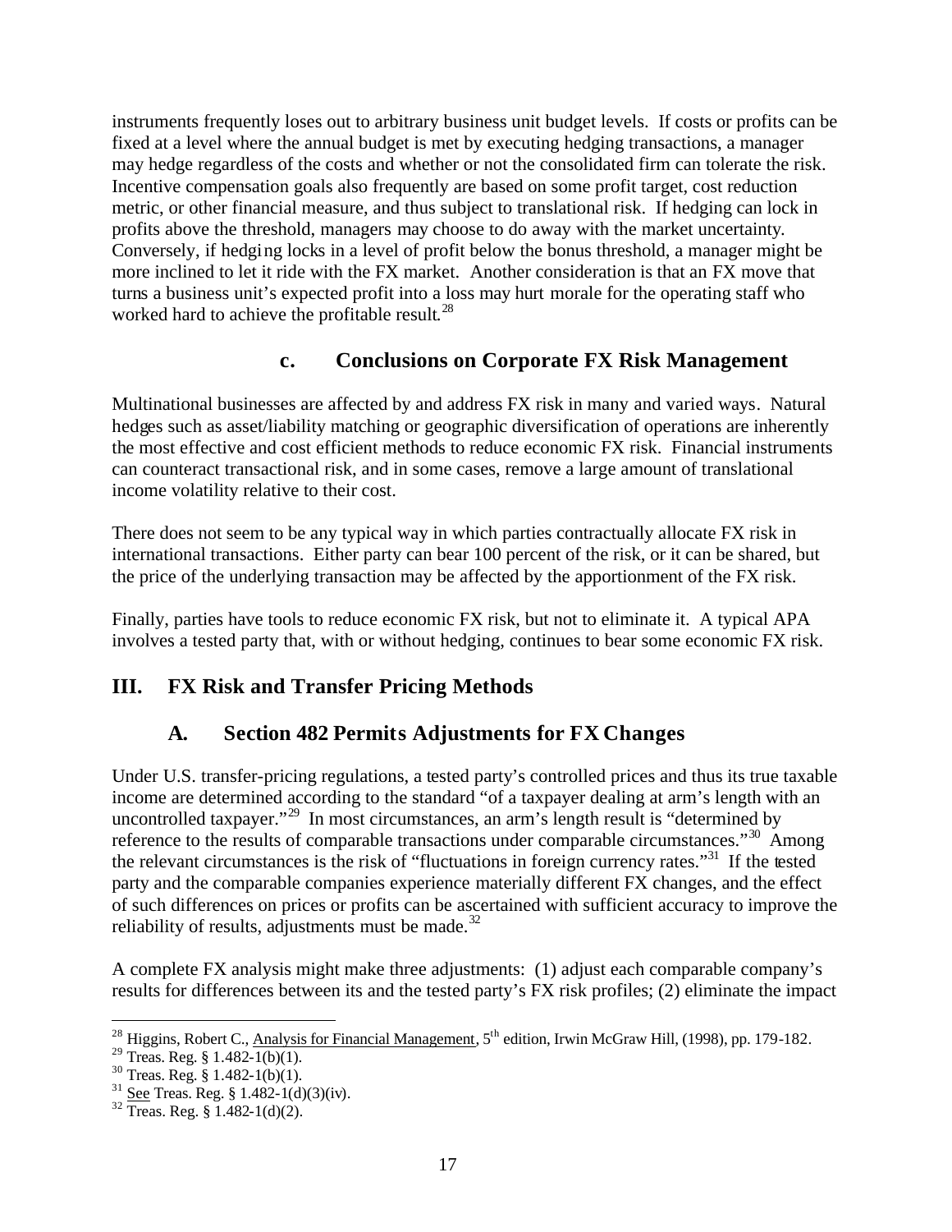instruments frequently loses out to arbitrary business unit budget levels. If costs or profits can be fixed at a level where the annual budget is met by executing hedging transactions, a manager may hedge regardless of the costs and whether or not the consolidated firm can tolerate the risk. Incentive compensation goals also frequently are based on some profit target, cost reduction metric, or other financial measure, and thus subject to translational risk. If hedging can lock in profits above the threshold, managers may choose to do away with the market uncertainty. Conversely, if hedging locks in a level of profit below the bonus threshold, a manager might be more inclined to let it ride with the FX market. Another consideration is that an FX move that turns a business unit's expected profit into a loss may hurt morale for the operating staff who worked hard to achieve the profitable result.[28]

### c. Conclusions on Corporate FX Risk Management

Multinational businesses are affected by and address FX risk in many and varied ways. Natural hedges such as asset/liability matching or geographic diversification of operations are inherently the most effective and cost efficient methods to reduce economic FX risk. Financial instruments can counteract transactional risk, and in some cases, remove a large amount of translational income volatility relative to their cost.

There does not seem to be any typical way in which parties contractually allocate FX risk in international transactions. Either party can bear 100 percent of the risk, or it can be shared, but the price of the underlying transaction may be affected by the apportionment of the FX risk.

Finally, parties have tools to reduce economic FX risk, but not to eliminate it. A typical APA involves a tested party that, with or without hedging, continues to bear some economic FX risk.

## III. FX Risk and Transfer Pricing Methods

### A. Section 482 Permits Adjustments for FX Changes

Under U.S. transfer-pricing regulations, a tested party's controlled prices and thus its true taxable income are determined according to the standard "of a taxpayer dealing at arm's length with an uncontrolled taxpayer."[29] In most circumstances, an arm's length result is "determined by reference to the results of comparable transactions under comparable circumstances."[30] Among the relevant circumstances is the risk of "fluctuations in foreign currency rates."[31] If the tested party and the comparable companies experience materially different FX changes, and the effect of such differences on prices or profits can be ascertained with sufficient accuracy to improve the reliability of results, adjustments must be made.[32]

A complete FX analysis might make three adjustments: (1) adjust each comparable company's results for differences between its and the tested party's FX risk profiles; (2) eliminate the impact

---

[28] Higgins, Robert C., Analysis for Financial Management, 5th edition, Irwin McGraw Hill, (1998), pp. 179-182.
[29] Treas. Reg. § 1.482-1(b)(1).
[30] Treas. Reg. § 1.482-1(b)(1).
[31] See Treas. Reg. § 1.482-1(d)(3)(iv).
[32] Treas. Reg. § 1.482-1(d)(2).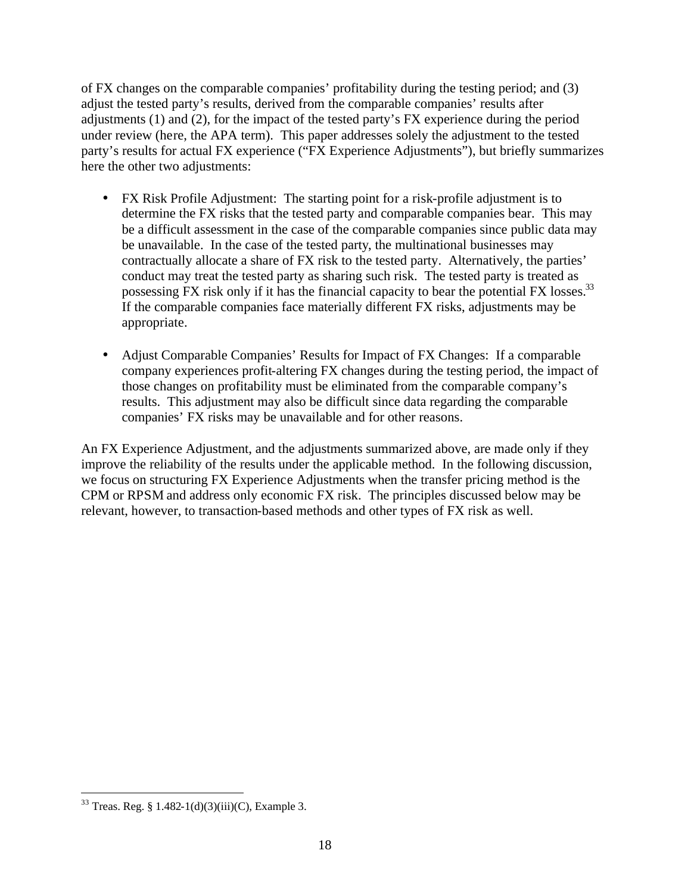of FX changes on the comparable companies' profitability during the testing period; and (3) adjust the tested party's results, derived from the comparable companies' results after adjustments (1) and (2), for the impact of the tested party's FX experience during the period under review (here, the APA term). This paper addresses solely the adjustment to the tested party's results for actual FX experience ("FX Experience Adjustments"), but briefly summarizes here the other two adjustments:

- FX Risk Profile Adjustment: The starting point for a risk-profile adjustment is to determine the FX risks that the tested party and comparable companies bear. This may be a difficult assessment in the case of the comparable companies since public data may be unavailable. In the case of the tested party, the multinational businesses may contractually allocate a share of FX risk to the tested party. Alternatively, the parties' conduct may treat the tested party as sharing such risk. The tested party is treated as possessing FX risk only if it has the financial capacity to bear the potential FX losses.[33] If the comparable companies face materially different FX risks, adjustments may be appropriate.

- Adjust Comparable Companies' Results for Impact of FX Changes: If a comparable company experiences profit-altering FX changes during the testing period, the impact of those changes on profitability must be eliminated from the comparable company's results. This adjustment may also be difficult since data regarding the comparable companies' FX risks may be unavailable and for other reasons.

An FX Experience Adjustment, and the adjustments summarized above, are made only if they improve the reliability of the results under the applicable method. In the following discussion, we focus on structuring FX Experience Adjustments when the transfer pricing method is the CPM or RPSM and address only economic FX risk. The principles discussed below may be relevant, however, to transaction-based methods and other types of FX risk as well.

---

[33] Treas. Reg. § 1.482-1(d)(3)(iii)(C), Example 3.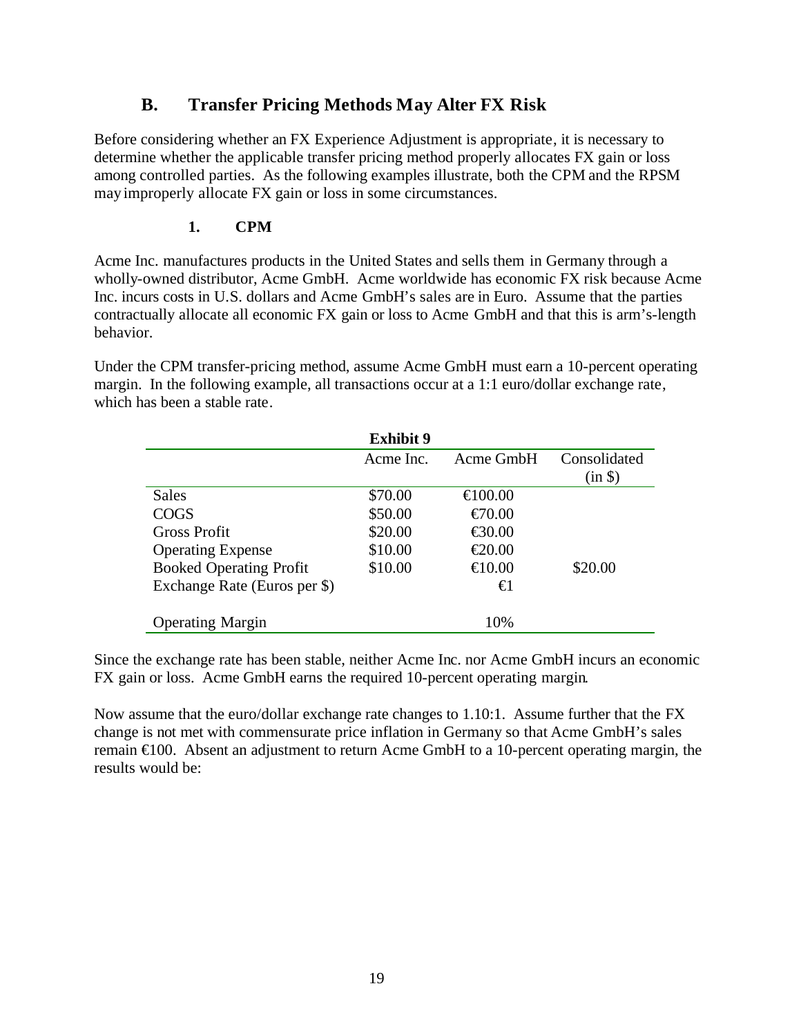## B. Transfer Pricing Methods May Alter FX Risk

Before considering whether an FX Experience Adjustment is appropriate, it is necessary to determine whether the applicable transfer pricing method properly allocates FX gain or loss among controlled parties. As the following examples illustrate, both the CPM and the RPSM may improperly allocate FX gain or loss in some circumstances.

### 1. CPM

Acme Inc. manufactures products in the United States and sells them in Germany through a wholly-owned distributor, Acme GmbH. Acme worldwide has economic FX risk because Acme Inc. incurs costs in U.S. dollars and Acme GmbH's sales are in Euro. Assume that the parties contractually allocate all economic FX gain or loss to Acme GmbH and that this is arm's-length behavior.

Under the CPM transfer-pricing method, assume Acme GmbH must earn a 10-percent operating margin. In the following example, all transactions occur at a 1:1 euro/dollar exchange rate, which has been a stable rate.

**Exhibit 9**

| | Acme Inc. | Acme GmbH | Consolidated (in $) |
|---|---|---|---|
| Sales | $70.00 | €100.00 | |
| COGS | $50.00 | €70.00 | |
| Gross Profit | $20.00 | €30.00 | |
| Operating Expense | $10.00 | €20.00 | |
| Booked Operating Profit | $10.00 | €10.00 | $20.00 |
| Exchange Rate (Euros per $) | | €1 | |
| | | | |
| Operating Margin | | 10% | |

Since the exchange rate has been stable, neither Acme Inc. nor Acme GmbH incurs an economic FX gain or loss. Acme GmbH earns the required 10-percent operating margin.

Now assume that the euro/dollar exchange rate changes to 1.10:1. Assume further that the FX change is not met with commensurate price inflation in Germany so that Acme GmbH's sales remain €100. Absent an adjustment to return Acme GmbH to a 10-percent operating margin, the results would be: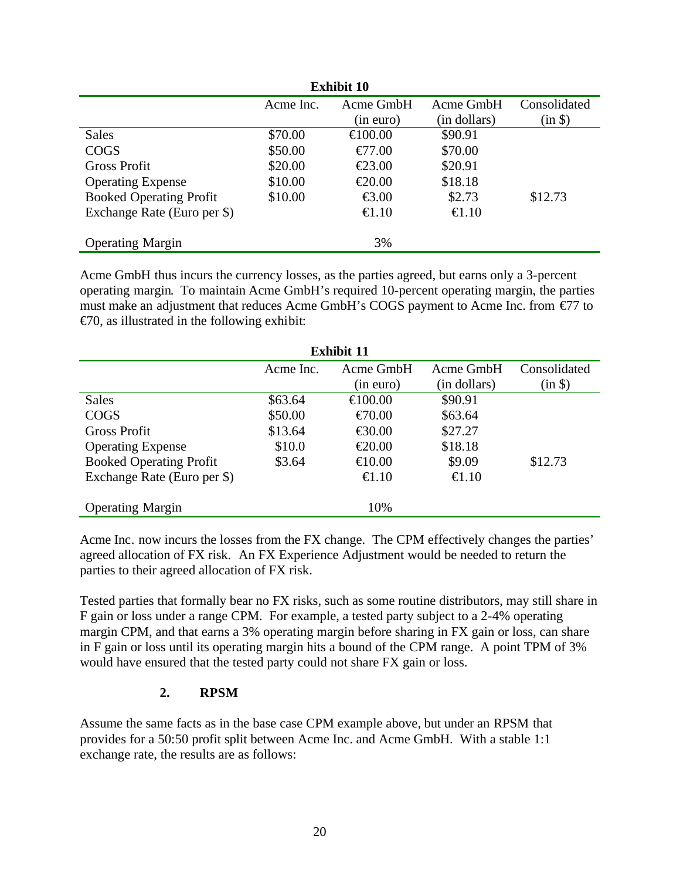**Exhibit 10**

| | Acme Inc. | Acme GmbH (in euro) | Acme GmbH (in dollars) | Consolidated (in $) |
|---|---|---|---|---|
| Sales | \$70.00 | €100.00 | \$90.91 | |
| COGS | \$50.00 | €77.00 | \$70.00 | |
| Gross Profit | \$20.00 | €23.00 | \$20.91 | |
| Operating Expense | \$10.00 | €20.00 | \$18.18 | |
| Booked Operating Profit | \$10.00 | €3.00 | \$2.73 | \$12.73 |
| Exchange Rate (Euro per \$) | | €1.10 | €1.10 | |
| | | | | |
| Operating Margin | | 3% | | |

Acme GmbH thus incurs the currency losses, as the parties agreed, but earns only a 3-percent operating margin. To maintain Acme GmbH's required 10-percent operating margin, the parties must make an adjustment that reduces Acme GmbH's COGS payment to Acme Inc. from €77 to €70, as illustrated in the following exhibit:

**Exhibit 11**

| | Acme Inc. | Acme GmbH (in euro) | Acme GmbH (in dollars) | Consolidated (in $) |
|---|---|---|---|---|
| Sales | \$63.64 | €100.00 | \$90.91 | |
| COGS | \$50.00 | €70.00 | \$63.64 | |
| Gross Profit | \$13.64 | €30.00 | \$27.27 | |
| Operating Expense | \$10.0 | €20.00 | \$18.18 | |
| Booked Operating Profit | \$3.64 | €10.00 | \$9.09 | \$12.73 |
| Exchange Rate (Euro per \$) | | €1.10 | €1.10 | |
| | | | | |
| Operating Margin | | 10% | | |

Acme Inc. now incurs the losses from the FX change. The CPM effectively changes the parties' agreed allocation of FX risk. An FX Experience Adjustment would be needed to return the parties to their agreed allocation of FX risk.

Tested parties that formally bear no FX risks, such as some routine distributors, may still share in F gain or loss under a range CPM. For example, a tested party subject to a 2-4% operating margin CPM, and that earns a 3% operating margin before sharing in FX gain or loss, can share in F gain or loss until its operating margin hits a bound of the CPM range. A point TPM of 3% would have ensured that the tested party could not share FX gain or loss.

### 2. RPSM

Assume the same facts as in the base case CPM example above, but under an RPSM that provides for a 50:50 profit split between Acme Inc. and Acme GmbH. With a stable 1:1 exchange rate, the results are as follows: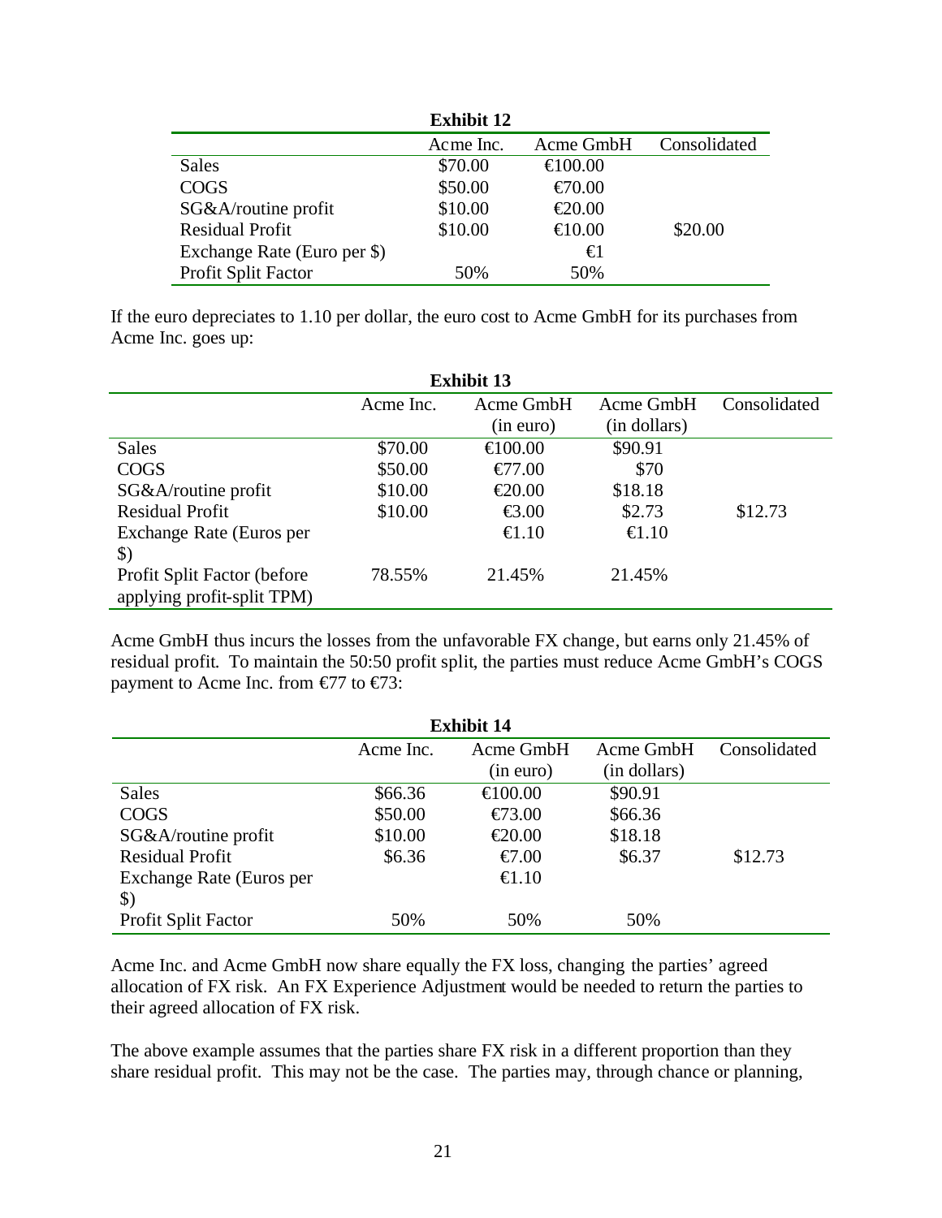**Exhibit 12**

| | Acme Inc. | Acme GmbH | Consolidated |
|---|---|---|---|
| Sales | $70.00 | €100.00 | |
| COGS | $50.00 | €70.00 | |
| SG&A/routine profit | $10.00 | €20.00 | |
| Residual Profit | $10.00 | €10.00 | $20.00 |
| Exchange Rate (Euro per $) | | €1 | |
| Profit Split Factor | 50% | 50% | |

If the euro depreciates to 1.10 per dollar, the euro cost to Acme GmbH for its purchases from Acme Inc. goes up:

**Exhibit 13**

| | Acme Inc. | Acme GmbH (in euro) | Acme GmbH (in dollars) | Consolidated |
|---|---|---|---|---|
| Sales | $70.00 | €100.00 | $90.91 | |
| COGS | $50.00 | €77.00 | $70 | |
| SG&A/routine profit | $10.00 | €20.00 | $18.18 | |
| Residual Profit | $10.00 | €3.00 | $2.73 | $12.73 |
| Exchange Rate (Euros per $) | | €1.10 | €1.10 | |
| Profit Split Factor (before applying profit-split TPM) | 78.55% | 21.45% | 21.45% | |

Acme GmbH thus incurs the losses from the unfavorable FX change, but earns only 21.45% of residual profit. To maintain the 50:50 profit split, the parties must reduce Acme GmbH's COGS payment to Acme Inc. from €77 to €73:

**Exhibit 14**

| | Acme Inc. | Acme GmbH (in euro) | Acme GmbH (in dollars) | Consolidated |
|---|---|---|---|---|
| Sales | $66.36 | €100.00 | $90.91 | |
| COGS | $50.00 | €73.00 | $66.36 | |
| SG&A/routine profit | $10.00 | €20.00 | $18.18 | |
| Residual Profit | $6.36 | €7.00 | $6.37 | $12.73 |
| Exchange Rate (Euros per $) | | €1.10 | | |
| Profit Split Factor | 50% | 50% | 50% | |

Acme Inc. and Acme GmbH now share equally the FX loss, changing the parties' agreed allocation of FX risk. An FX Experience Adjustment would be needed to return the parties to their agreed allocation of FX risk.

The above example assumes that the parties share FX risk in a different proportion than they share residual profit. This may not be the case. The parties may, through chance or planning,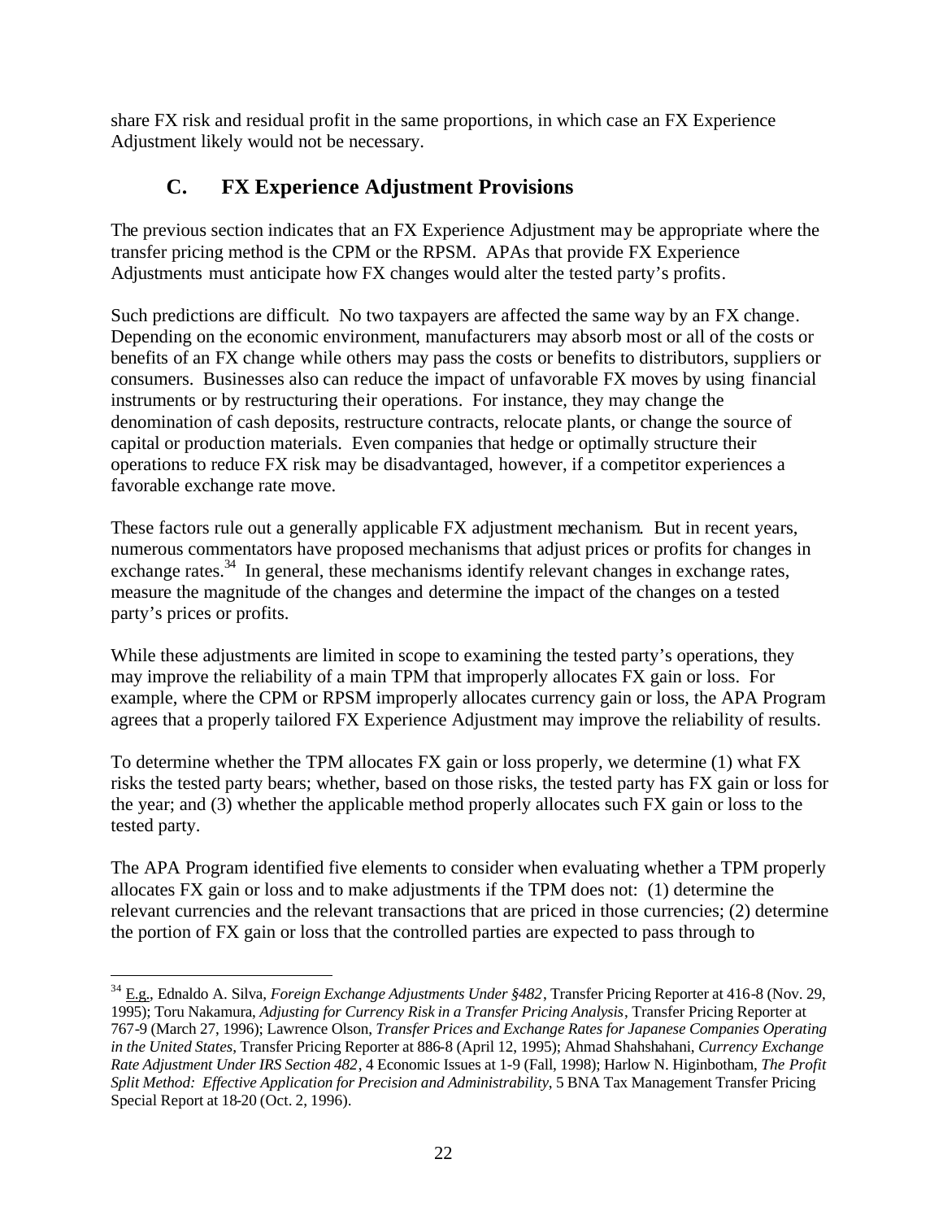share FX risk and residual profit in the same proportions, in which case an FX Experience Adjustment likely would not be necessary.

## C. FX Experience Adjustment Provisions

The previous section indicates that an FX Experience Adjustment may be appropriate where the transfer pricing method is the CPM or the RPSM. APAs that provide FX Experience Adjustments must anticipate how FX changes would alter the tested party's profits.

Such predictions are difficult. No two taxpayers are affected the same way by an FX change. Depending on the economic environment, manufacturers may absorb most or all of the costs or benefits of an FX change while others may pass the costs or benefits to distributors, suppliers or consumers. Businesses also can reduce the impact of unfavorable FX moves by using financial instruments or by restructuring their operations. For instance, they may change the denomination of cash deposits, restructure contracts, relocate plants, or change the source of capital or production materials. Even companies that hedge or optimally structure their operations to reduce FX risk may be disadvantaged, however, if a competitor experiences a favorable exchange rate move.

These factors rule out a generally applicable FX adjustment mechanism. But in recent years, numerous commentators have proposed mechanisms that adjust prices or profits for changes in exchange rates.[34] In general, these mechanisms identify relevant changes in exchange rates, measure the magnitude of the changes and determine the impact of the changes on a tested party's prices or profits.

While these adjustments are limited in scope to examining the tested party's operations, they may improve the reliability of a main TPM that improperly allocates FX gain or loss. For example, where the CPM or RPSM improperly allocates currency gain or loss, the APA Program agrees that a properly tailored FX Experience Adjustment may improve the reliability of results.

To determine whether the TPM allocates FX gain or loss properly, we determine (1) what FX risks the tested party bears; whether, based on those risks, the tested party has FX gain or loss for the year; and (3) whether the applicable method properly allocates such FX gain or loss to the tested party.

The APA Program identified five elements to consider when evaluating whether a TPM properly allocates FX gain or loss and to make adjustments if the TPM does not: (1) determine the relevant currencies and the relevant transactions that are priced in those currencies; (2) determine the portion of FX gain or loss that the controlled parties are expected to pass through to

---

[34] E.g., Ednaldo A. Silva, *Foreign Exchange Adjustments Under §482*, Transfer Pricing Reporter at 416-8 (Nov. 29, 1995); Toru Nakamura, *Adjusting for Currency Risk in a Transfer Pricing Analysis*, Transfer Pricing Reporter at 767-9 (March 27, 1996); Lawrence Olson, *Transfer Prices and Exchange Rates for Japanese Companies Operating in the United States*, Transfer Pricing Reporter at 886-8 (April 12, 1995); Ahmad Shahshahani, *Currency Exchange Rate Adjustment Under IRS Section 482*, 4 Economic Issues at 1-9 (Fall, 1998); Harlow N. Higinbotham, *The Profit Split Method: Effective Application for Precision and Administrability*, 5 BNA Tax Management Transfer Pricing Special Report at 18-20 (Oct. 2, 1996).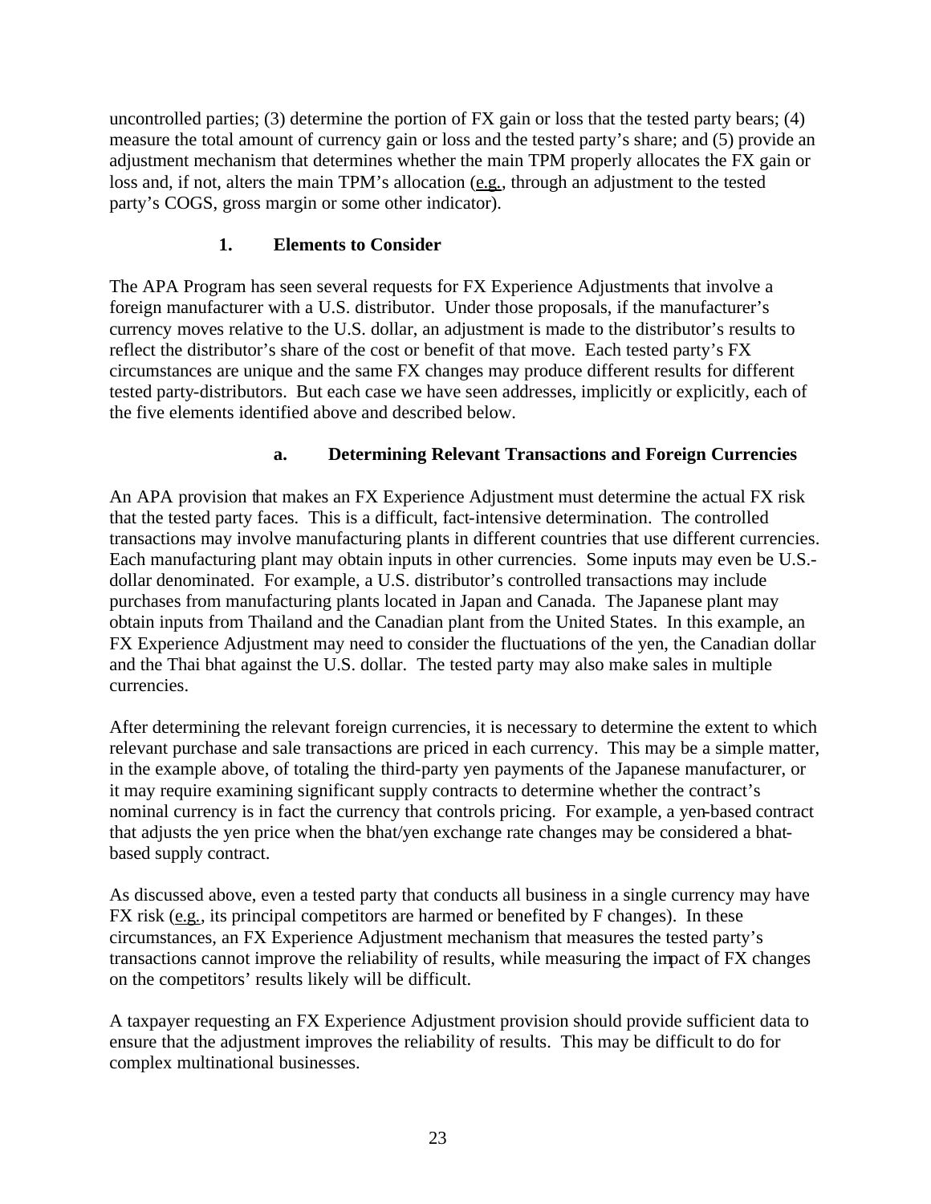uncontrolled parties; (3) determine the portion of FX gain or loss that the tested party bears; (4) measure the total amount of currency gain or loss and the tested party's share; and (5) provide an adjustment mechanism that determines whether the main TPM properly allocates the FX gain or loss and, if not, alters the main TPM's allocation (e.g., through an adjustment to the tested party's COGS, gross margin or some other indicator).

### 1. Elements to Consider

The APA Program has seen several requests for FX Experience Adjustments that involve a foreign manufacturer with a U.S. distributor. Under those proposals, if the manufacturer's currency moves relative to the U.S. dollar, an adjustment is made to the distributor's results to reflect the distributor's share of the cost or benefit of that move. Each tested party's FX circumstances are unique and the same FX changes may produce different results for different tested party-distributors. But each case we have seen addresses, implicitly or explicitly, each of the five elements identified above and described below.

#### a. Determining Relevant Transactions and Foreign Currencies

An APA provision that makes an FX Experience Adjustment must determine the actual FX risk that the tested party faces. This is a difficult, fact-intensive determination. The controlled transactions may involve manufacturing plants in different countries that use different currencies. Each manufacturing plant may obtain inputs in other currencies. Some inputs may even be U.S.-dollar denominated. For example, a U.S. distributor's controlled transactions may include purchases from manufacturing plants located in Japan and Canada. The Japanese plant may obtain inputs from Thailand and the Canadian plant from the United States. In this example, an FX Experience Adjustment may need to consider the fluctuations of the yen, the Canadian dollar and the Thai bhat against the U.S. dollar. The tested party may also make sales in multiple currencies.

After determining the relevant foreign currencies, it is necessary to determine the extent to which relevant purchase and sale transactions are priced in each currency. This may be a simple matter, in the example above, of totaling the third-party yen payments of the Japanese manufacturer, or it may require examining significant supply contracts to determine whether the contract's nominal currency is in fact the currency that controls pricing. For example, a yen-based contract that adjusts the yen price when the bhat/yen exchange rate changes may be considered a bhat-based supply contract.

As discussed above, even a tested party that conducts all business in a single currency may have FX risk (e.g., its principal competitors are harmed or benefited by F changes). In these circumstances, an FX Experience Adjustment mechanism that measures the tested party's transactions cannot improve the reliability of results, while measuring the impact of FX changes on the competitors' results likely will be difficult.

A taxpayer requesting an FX Experience Adjustment provision should provide sufficient data to ensure that the adjustment improves the reliability of results. This may be difficult to do for complex multinational businesses.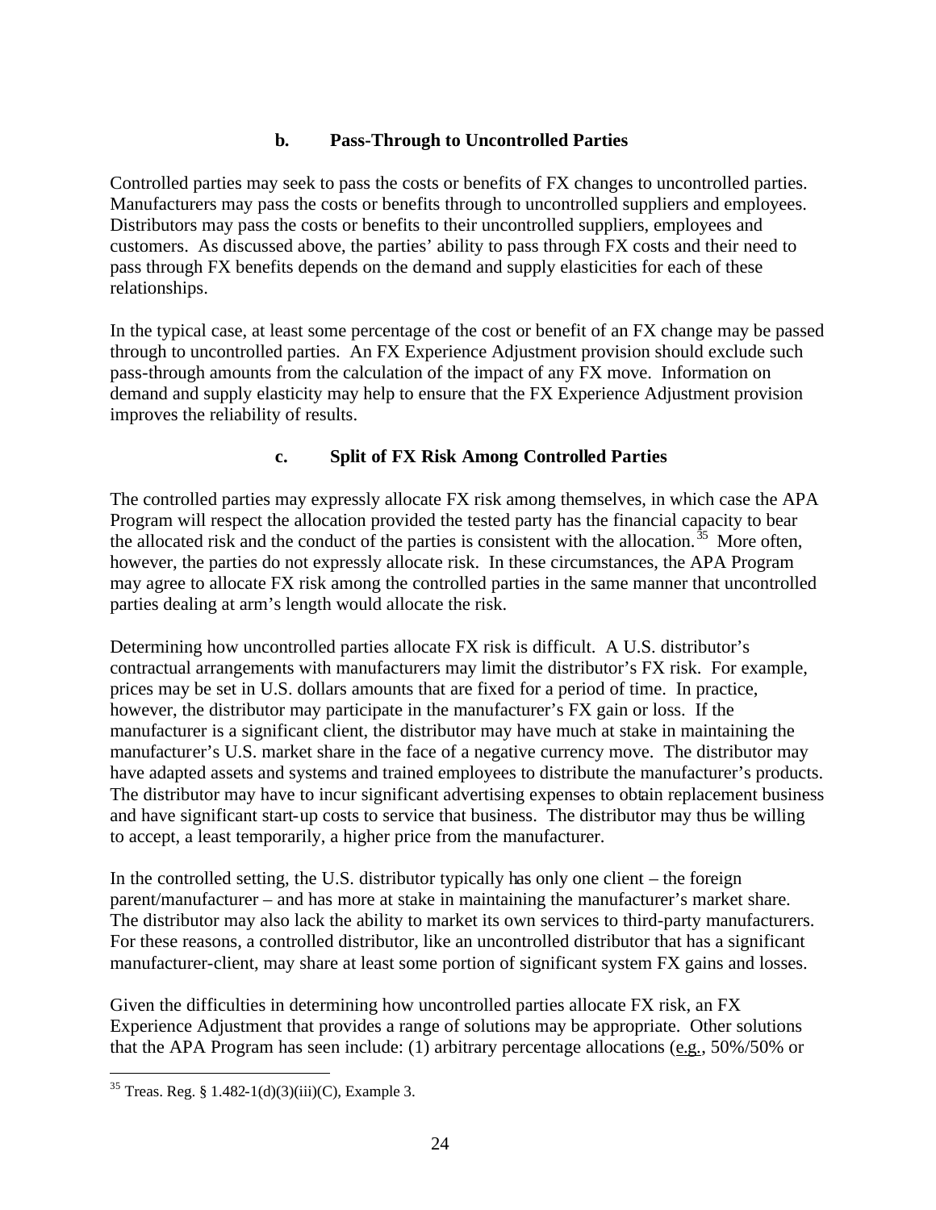### b. Pass-Through to Uncontrolled Parties

Controlled parties may seek to pass the costs or benefits of FX changes to uncontrolled parties. Manufacturers may pass the costs or benefits through to uncontrolled suppliers and employees. Distributors may pass the costs or benefits to their uncontrolled suppliers, employees and customers. As discussed above, the parties' ability to pass through FX costs and their need to pass through FX benefits depends on the demand and supply elasticities for each of these relationships.

In the typical case, at least some percentage of the cost or benefit of an FX change may be passed through to uncontrolled parties. An FX Experience Adjustment provision should exclude such pass-through amounts from the calculation of the impact of any FX move. Information on demand and supply elasticity may help to ensure that the FX Experience Adjustment provision improves the reliability of results.

### c. Split of FX Risk Among Controlled Parties

The controlled parties may expressly allocate FX risk among themselves, in which case the APA Program will respect the allocation provided the tested party has the financial capacity to bear the allocated risk and the conduct of the parties is consistent with the allocation.[35] More often, however, the parties do not expressly allocate risk. In these circumstances, the APA Program may agree to allocate FX risk among the controlled parties in the same manner that uncontrolled parties dealing at arm's length would allocate the risk.

Determining how uncontrolled parties allocate FX risk is difficult. A U.S. distributor's contractual arrangements with manufacturers may limit the distributor's FX risk. For example, prices may be set in U.S. dollars amounts that are fixed for a period of time. In practice, however, the distributor may participate in the manufacturer's FX gain or loss. If the manufacturer is a significant client, the distributor may have much at stake in maintaining the manufacturer's U.S. market share in the face of a negative currency move. The distributor may have adapted assets and systems and trained employees to distribute the manufacturer's products. The distributor may have to incur significant advertising expenses to obtain replacement business and have significant start-up costs to service that business. The distributor may thus be willing to accept, a least temporarily, a higher price from the manufacturer.

In the controlled setting, the U.S. distributor typically has only one client – the foreign parent/manufacturer – and has more at stake in maintaining the manufacturer's market share. The distributor may also lack the ability to market its own services to third-party manufacturers. For these reasons, a controlled distributor, like an uncontrolled distributor that has a significant manufacturer-client, may share at least some portion of significant system FX gains and losses.

Given the difficulties in determining how uncontrolled parties allocate FX risk, an FX Experience Adjustment that provides a range of solutions may be appropriate. Other solutions that the APA Program has seen include: (1) arbitrary percentage allocations (e.g., 50%/50% or

---

[35] Treas. Reg. § 1.482-1(d)(3)(iii)(C), Example 3.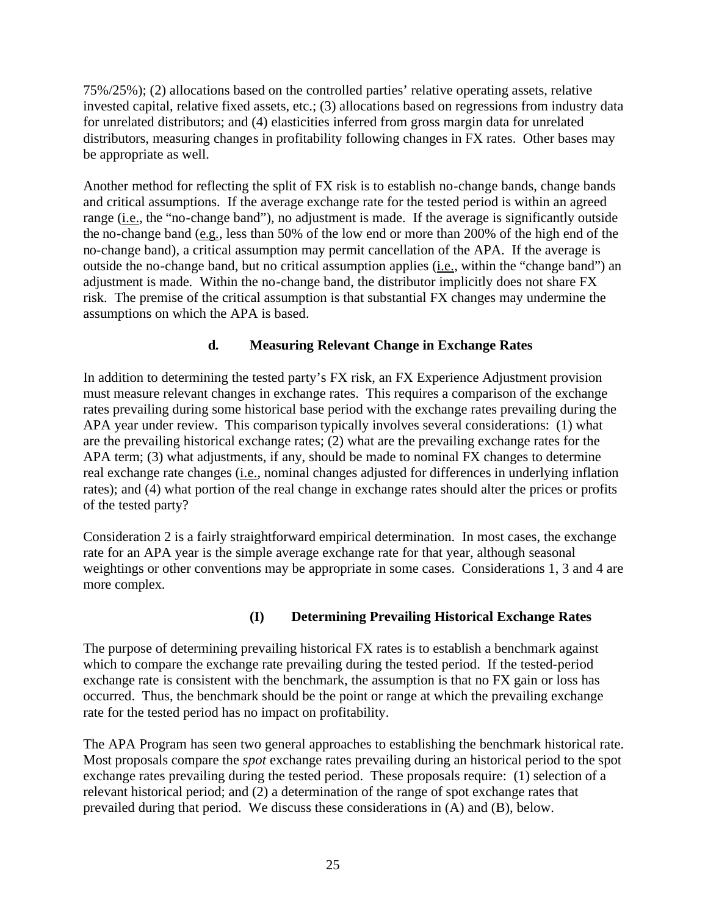75%/25%); (2) allocations based on the controlled parties' relative operating assets, relative invested capital, relative fixed assets, etc.; (3) allocations based on regressions from industry data for unrelated distributors; and (4) elasticities inferred from gross margin data for unrelated distributors, measuring changes in profitability following changes in FX rates. Other bases may be appropriate as well.

Another method for reflecting the split of FX risk is to establish no-change bands, change bands and critical assumptions. If the average exchange rate for the tested period is within an agreed range (i.e., the "no-change band"), no adjustment is made. If the average is significantly outside the no-change band (e.g., less than 50% of the low end or more than 200% of the high end of the no-change band), a critical assumption may permit cancellation of the APA. If the average is outside the no-change band, but no critical assumption applies (i.e., within the "change band") an adjustment is made. Within the no-change band, the distributor implicitly does not share FX risk. The premise of the critical assumption is that substantial FX changes may undermine the assumptions on which the APA is based.

#### d. Measuring Relevant Change in Exchange Rates

In addition to determining the tested party's FX risk, an FX Experience Adjustment provision must measure relevant changes in exchange rates. This requires a comparison of the exchange rates prevailing during some historical base period with the exchange rates prevailing during the APA year under review. This comparison typically involves several considerations: (1) what are the prevailing historical exchange rates; (2) what are the prevailing exchange rates for the APA term; (3) what adjustments, if any, should be made to nominal FX changes to determine real exchange rate changes (i.e., nominal changes adjusted for differences in underlying inflation rates); and (4) what portion of the real change in exchange rates should alter the prices or profits of the tested party?

Consideration 2 is a fairly straightforward empirical determination. In most cases, the exchange rate for an APA year is the simple average exchange rate for that year, although seasonal weightings or other conventions may be appropriate in some cases. Considerations 1, 3 and 4 are more complex.

##### (I) Determining Prevailing Historical Exchange Rates

The purpose of determining prevailing historical FX rates is to establish a benchmark against which to compare the exchange rate prevailing during the tested period. If the tested-period exchange rate is consistent with the benchmark, the assumption is that no FX gain or loss has occurred. Thus, the benchmark should be the point or range at which the prevailing exchange rate for the tested period has no impact on profitability.

The APA Program has seen two general approaches to establishing the benchmark historical rate. Most proposals compare the *spot* exchange rates prevailing during an historical period to the spot exchange rates prevailing during the tested period. These proposals require: (1) selection of a relevant historical period; and (2) a determination of the range of spot exchange rates that prevailed during that period. We discuss these considerations in (A) and (B), below.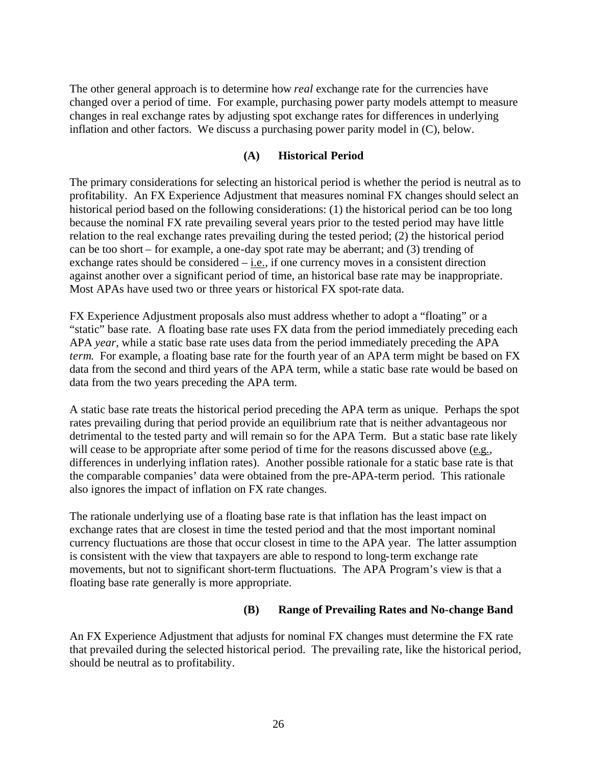The other general approach is to determine how *real* exchange rate for the currencies have changed over a period of time. For example, purchasing power party models attempt to measure changes in real exchange rates by adjusting spot exchange rates for differences in underlying inflation and other factors. We discuss a purchasing power parity model in (C), below.

### (A) Historical Period

The primary considerations for selecting an historical period is whether the period is neutral as to profitability. An FX Experience Adjustment that measures nominal FX changes should select an historical period based on the following considerations: (1) the historical period can be too long because the nominal FX rate prevailing several years prior to the tested period may have little relation to the real exchange rates prevailing during the tested period; (2) the historical period can be too short – for example, a one-day spot rate may be aberrant; and (3) trending of exchange rates should be considered – i.e., if one currency moves in a consistent direction against another over a significant period of time, an historical base rate may be inappropriate. Most APAs have used two or three years or historical FX spot-rate data.

FX Experience Adjustment proposals also must address whether to adopt a "floating" or a "static" base rate. A floating base rate uses FX data from the period immediately preceding each APA *year*, while a static base rate uses data from the period immediately preceding the APA *term*. For example, a floating base rate for the fourth year of an APA term might be based on FX data from the second and third years of the APA term, while a static base rate would be based on data from the two years preceding the APA term.

A static base rate treats the historical period preceding the APA term as unique. Perhaps the spot rates prevailing during that period provide an equilibrium rate that is neither advantageous nor detrimental to the tested party and will remain so for the APA Term. But a static base rate likely will cease to be appropriate after some period of time for the reasons discussed above (e.g., differences in underlying inflation rates). Another possible rationale for a static base rate is that the comparable companies' data were obtained from the pre-APA-term period. This rationale also ignores the impact of inflation on FX rate changes.

The rationale underlying use of a floating base rate is that inflation has the least impact on exchange rates that are closest in time the tested period and that the most important nominal currency fluctuations are those that occur closest in time to the APA year. The latter assumption is consistent with the view that taxpayers are able to respond to long-term exchange rate movements, but not to significant short-term fluctuations. The APA Program's view is that a floating base rate generally is more appropriate.

### (B) Range of Prevailing Rates and No-change Band

An FX Experience Adjustment that adjusts for nominal FX changes must determine the FX rate that prevailed during the selected historical period. The prevailing rate, like the historical period, should be neutral as to profitability.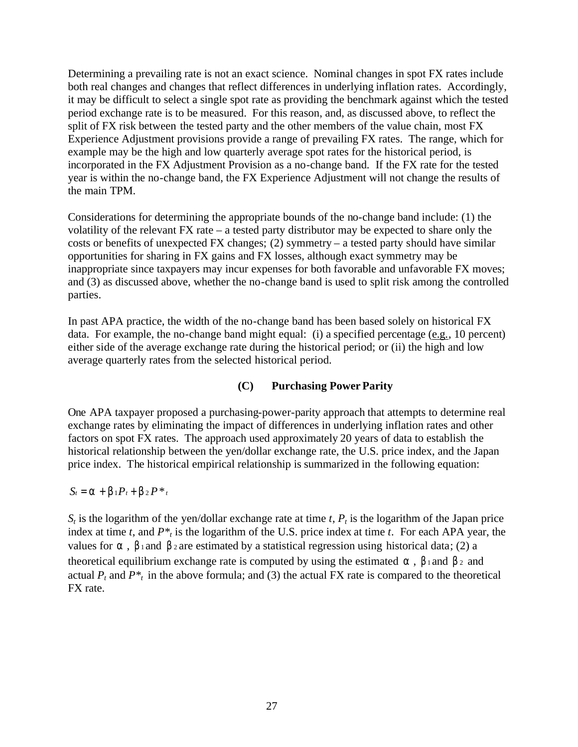Determining a prevailing rate is not an exact science. Nominal changes in spot FX rates include both real changes and changes that reflect differences in underlying inflation rates. Accordingly, it may be difficult to select a single spot rate as providing the benchmark against which the tested period exchange rate is to be measured. For this reason, and, as discussed above, to reflect the split of FX risk between the tested party and the other members of the value chain, most FX Experience Adjustment provisions provide a range of prevailing FX rates. The range, which for example may be the high and low quarterly average spot rates for the historical period, is incorporated in the FX Adjustment Provision as a no-change band. If the FX rate for the tested year is within the no-change band, the FX Experience Adjustment will not change the results of the main TPM.

Considerations for determining the appropriate bounds of the no-change band include: (1) the volatility of the relevant FX rate – a tested party distributor may be expected to share only the costs or benefits of unexpected FX changes; (2) symmetry – a tested party should have similar opportunities for sharing in FX gains and FX losses, although exact symmetry may be inappropriate since taxpayers may incur expenses for both favorable and unfavorable FX moves; and (3) as discussed above, whether the no-change band is used to split risk among the controlled parties.

In past APA practice, the width of the no-change band has been based solely on historical FX data. For example, the no-change band might equal: (i) a specified percentage (e.g., 10 percent) either side of the average exchange rate during the historical period; or (ii) the high and low average quarterly rates from the selected historical period.

### (C) Purchasing Power Parity

One APA taxpayer proposed a purchasing-power-parity approach that attempts to determine real exchange rates by eliminating the impact of differences in underlying inflation rates and other factors on spot FX rates. The approach used approximately 20 years of data to establish the historical relationship between the yen/dollar exchange rate, the U.S. price index, and the Japan price index. The historical empirical relationship is summarized in the following equation:

$$S_t = \alpha + \beta_1 P_t + \beta_2 P^*_t$$

$S_t$ is the logarithm of the yen/dollar exchange rate at time $t$, $P_t$ is the logarithm of the Japan price index at time $t$, and $P^*_t$ is the logarithm of the U.S. price index at time $t$. For each APA year, the values for $\alpha$, $\beta_1$ and $\beta_2$ are estimated by a statistical regression using historical data; (2) a theoretical equilibrium exchange rate is computed by using the estimated $\alpha$, $\beta_1$ and $\beta_2$ and actual $P_t$ and $P^*_t$ in the above formula; and (3) the actual FX rate is compared to the theoretical FX rate.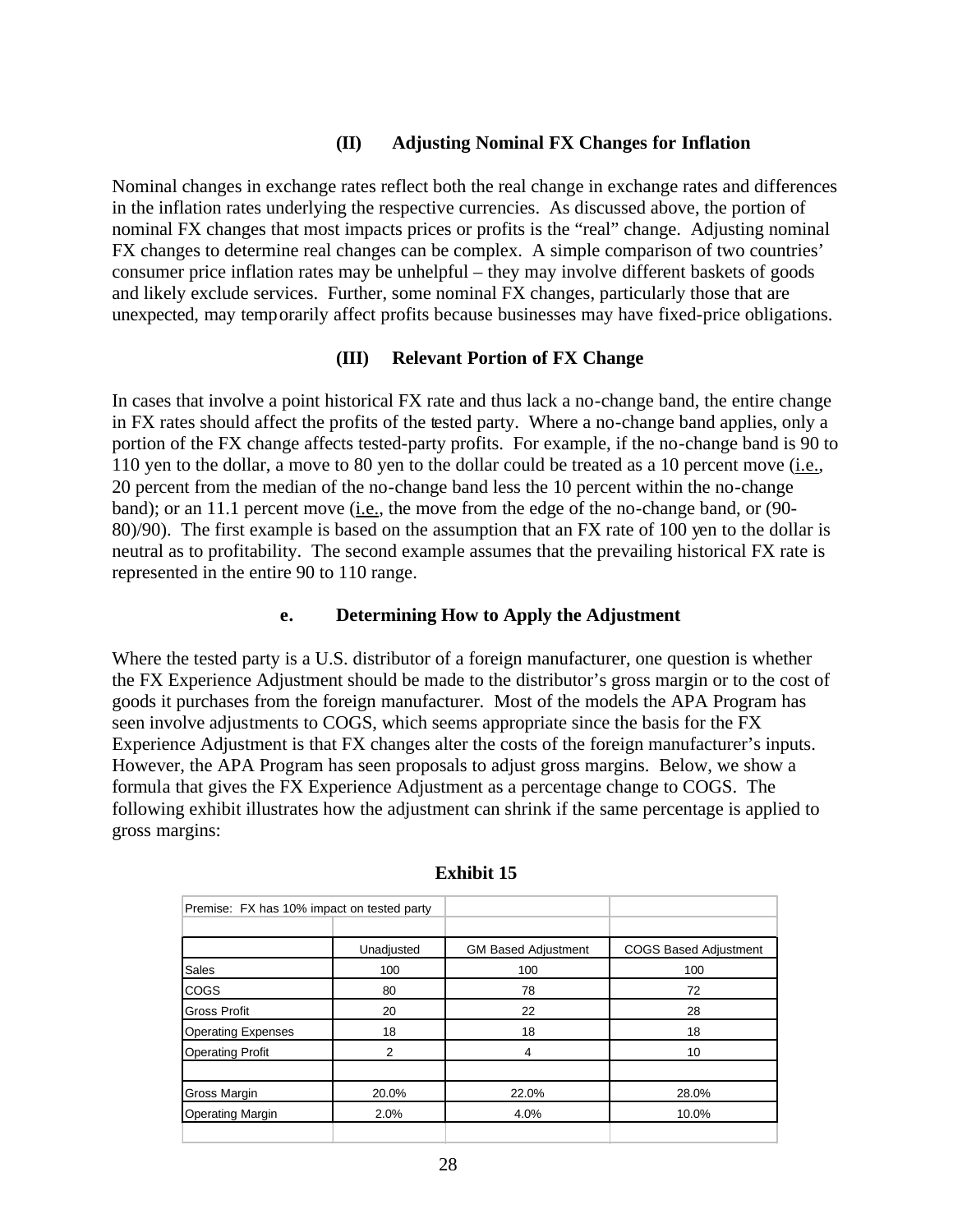### (II) Adjusting Nominal FX Changes for Inflation

Nominal changes in exchange rates reflect both the real change in exchange rates and differences in the inflation rates underlying the respective currencies. As discussed above, the portion of nominal FX changes that most impacts prices or profits is the "real" change. Adjusting nominal FX changes to determine real changes can be complex. A simple comparison of two countries' consumer price inflation rates may be unhelpful – they may involve different baskets of goods and likely exclude services. Further, some nominal FX changes, particularly those that are unexpected, may temporarily affect profits because businesses may have fixed-price obligations.

### (III) Relevant Portion of FX Change

In cases that involve a point historical FX rate and thus lack a no-change band, the entire change in FX rates should affect the profits of the tested party. Where a no-change band applies, only a portion of the FX change affects tested-party profits. For example, if the no-change band is 90 to 110 yen to the dollar, a move to 80 yen to the dollar could be treated as a 10 percent move (i.e., 20 percent from the median of the no-change band less the 10 percent within the no-change band); or an 11.1 percent move (i.e., the move from the edge of the no-change band, or (90-80)/90). The first example is based on the assumption that an FX rate of 100 yen to the dollar is neutral as to profitability. The second example assumes that the prevailing historical FX rate is represented in the entire 90 to 110 range.

### e. Determining How to Apply the Adjustment

Where the tested party is a U.S. distributor of a foreign manufacturer, one question is whether the FX Experience Adjustment should be made to the distributor's gross margin or to the cost of goods it purchases from the foreign manufacturer. Most of the models the APA Program has seen involve adjustments to COGS, which seems appropriate since the basis for the FX Experience Adjustment is that FX changes alter the costs of the foreign manufacturer's inputs. However, the APA Program has seen proposals to adjust gross margins. Below, we show a formula that gives the FX Experience Adjustment as a percentage change to COGS. The following exhibit illustrates how the adjustment can shrink if the same percentage is applied to gross margins:

**Exhibit 15**

| Premise: FX has 10% impact on tested party | | | |
|---|---|---|---|
| | Unadjusted | GM Based Adjustment | COGS Based Adjustment |
| Sales | 100 | 100 | 100 |
| COGS | 80 | 78 | 72 |
| Gross Profit | 20 | 22 | 28 |
| Operating Expenses | 18 | 18 | 18 |
| Operating Profit | 2 | 4 | 10 |
| | | | |
| Gross Margin | 20.0% | 22.0% | 28.0% |
| Operating Margin | 2.0% | 4.0% | 10.0% |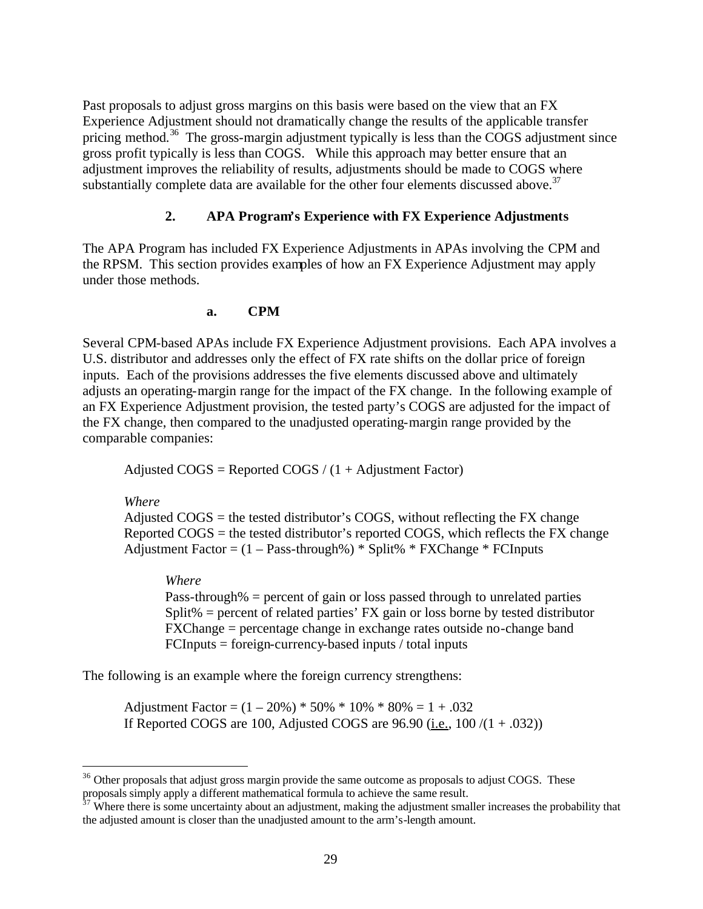Past proposals to adjust gross margins on this basis were based on the view that an FX Experience Adjustment should not dramatically change the results of the applicable transfer pricing method.[36] The gross-margin adjustment typically is less than the COGS adjustment since gross profit typically is less than COGS. While this approach may better ensure that an adjustment improves the reliability of results, adjustments should be made to COGS where substantially complete data are available for the other four elements discussed above.[37]

### 2. APA Program's Experience with FX Experience Adjustments

The APA Program has included FX Experience Adjustments in APAs involving the CPM and the RPSM. This section provides examples of how an FX Experience Adjustment may apply under those methods.

#### a. CPM

Several CPM-based APAs include FX Experience Adjustment provisions. Each APA involves a U.S. distributor and addresses only the effect of FX rate shifts on the dollar price of foreign inputs. Each of the provisions addresses the five elements discussed above and ultimately adjusts an operating-margin range for the impact of the FX change. In the following example of an FX Experience Adjustment provision, the tested party's COGS are adjusted for the impact of the FX change, then compared to the unadjusted operating-margin range provided by the comparable companies:

> Adjusted COGS = Reported COGS / (1 + Adjustment Factor)
>
> *Where*
> Adjusted COGS = the tested distributor's COGS, without reflecting the FX change
> Reported COGS = the tested distributor's reported COGS, which reflects the FX change
> Adjustment Factor = (1 – Pass-through%) * Split% * FXChange * FCInputs
>
> > *Where*
> > Pass-through% = percent of gain or loss passed through to unrelated parties
> > Split% = percent of related parties' FX gain or loss borne by tested distributor
> > FXChange = percentage change in exchange rates outside no-change band
> > FCInputs = foreign-currency-based inputs / total inputs

The following is an example where the foreign currency strengthens:

> Adjustment Factor = (1 – 20%) * 50% * 10% * 80% = 1 + .032
> If Reported COGS are 100, Adjusted COGS are 96.90 (i.e., 100 /(1 + .032))

---

[36] Other proposals that adjust gross margin provide the same outcome as proposals to adjust COGS. These proposals simply apply a different mathematical formula to achieve the same result.

[37] Where there is some uncertainty about an adjustment, making the adjustment smaller increases the probability that the adjusted amount is closer than the unadjusted amount to the arm's-length amount.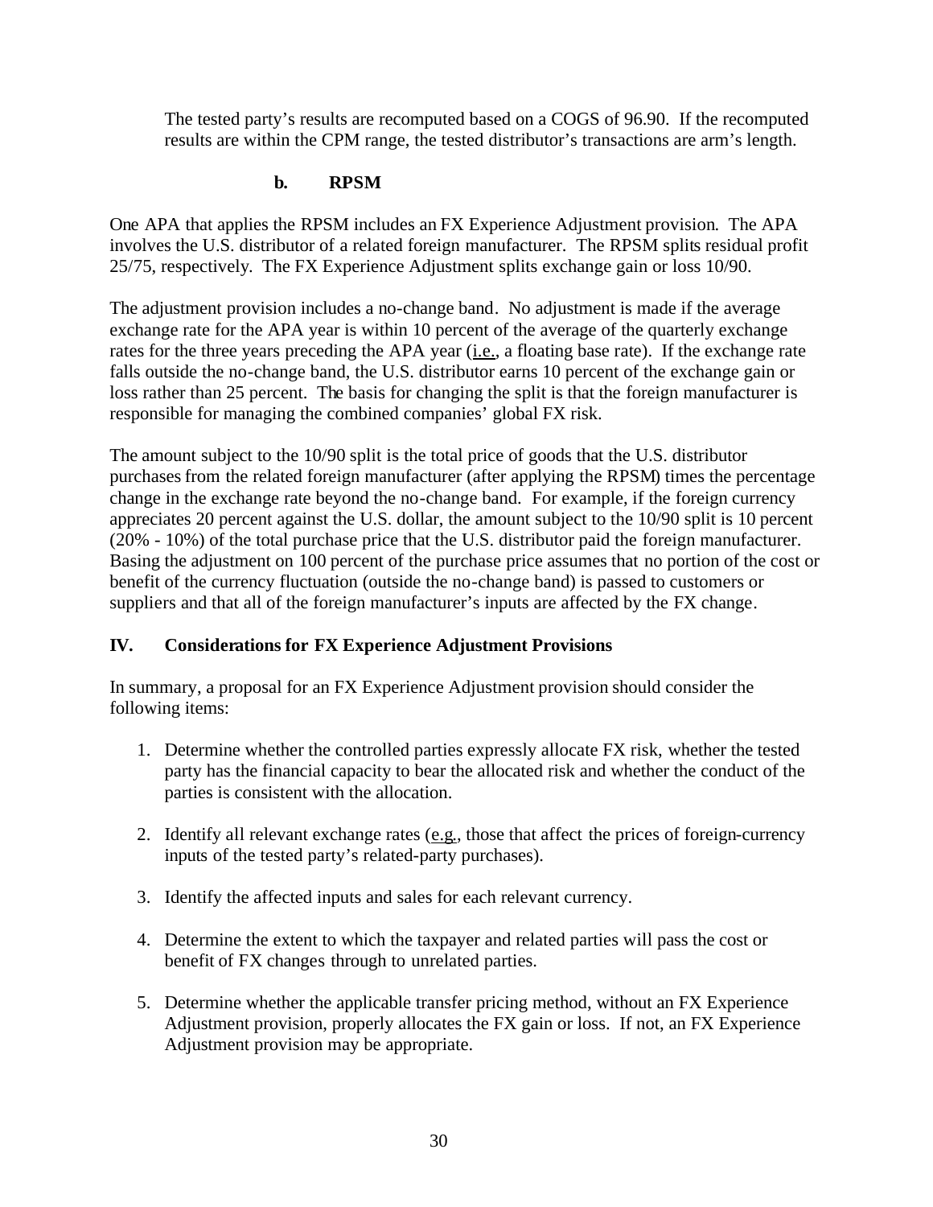The tested party's results are recomputed based on a COGS of 96.90. If the recomputed results are within the CPM range, the tested distributor's transactions are arm's length.

### b. RPSM

One APA that applies the RPSM includes an FX Experience Adjustment provision. The APA involves the U.S. distributor of a related foreign manufacturer. The RPSM splits residual profit 25/75, respectively. The FX Experience Adjustment splits exchange gain or loss 10/90.

The adjustment provision includes a no-change band. No adjustment is made if the average exchange rate for the APA year is within 10 percent of the average of the quarterly exchange rates for the three years preceding the APA year (i.e., a floating base rate). If the exchange rate falls outside the no-change band, the U.S. distributor earns 10 percent of the exchange gain or loss rather than 25 percent. The basis for changing the split is that the foreign manufacturer is responsible for managing the combined companies' global FX risk.

The amount subject to the 10/90 split is the total price of goods that the U.S. distributor purchases from the related foreign manufacturer (after applying the RPSM) times the percentage change in the exchange rate beyond the no-change band. For example, if the foreign currency appreciates 20 percent against the U.S. dollar, the amount subject to the 10/90 split is 10 percent (20% - 10%) of the total purchase price that the U.S. distributor paid the foreign manufacturer. Basing the adjustment on 100 percent of the purchase price assumes that no portion of the cost or benefit of the currency fluctuation (outside the no-change band) is passed to customers or suppliers and that all of the foreign manufacturer's inputs are affected by the FX change.

## IV. Considerations for FX Experience Adjustment Provisions

In summary, a proposal for an FX Experience Adjustment provision should consider the following items:

1. Determine whether the controlled parties expressly allocate FX risk, whether the tested party has the financial capacity to bear the allocated risk and whether the conduct of the parties is consistent with the allocation.

2. Identify all relevant exchange rates (e.g., those that affect the prices of foreign-currency inputs of the tested party's related-party purchases).

3. Identify the affected inputs and sales for each relevant currency.

4. Determine the extent to which the taxpayer and related parties will pass the cost or benefit of FX changes through to unrelated parties.

5. Determine whether the applicable transfer pricing method, without an FX Experience Adjustment provision, properly allocates the FX gain or loss. If not, an FX Experience Adjustment provision may be appropriate.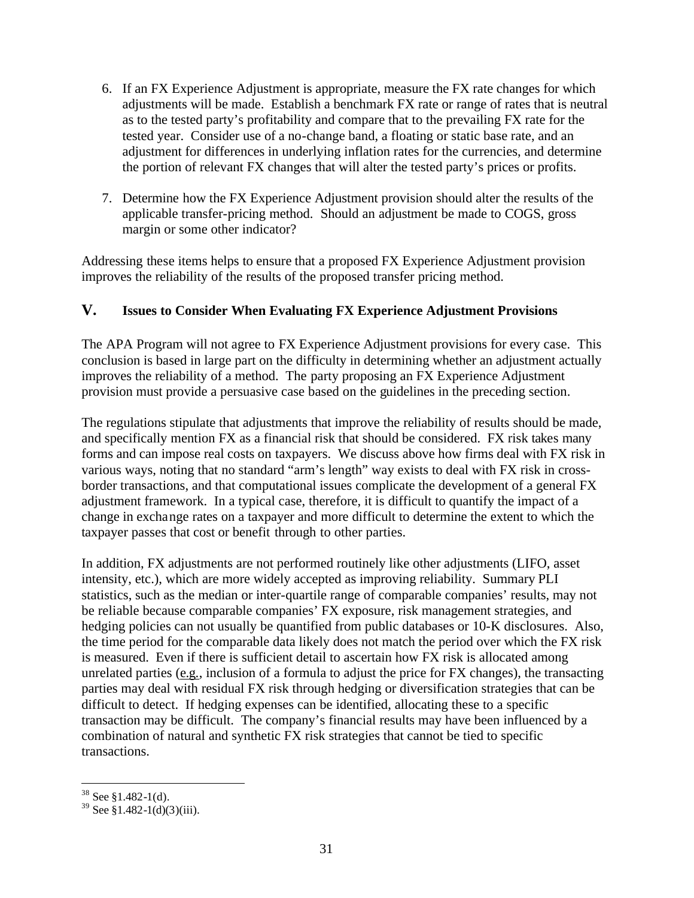6. If an FX Experience Adjustment is appropriate, measure the FX rate changes for which adjustments will be made. Establish a benchmark FX rate or range of rates that is neutral as to the tested party's profitability and compare that to the prevailing FX rate for the tested year. Consider use of a no-change band, a floating or static base rate, and an adjustment for differences in underlying inflation rates for the currencies, and determine the portion of relevant FX changes that will alter the tested party's prices or profits.

7. Determine how the FX Experience Adjustment provision should alter the results of the applicable transfer-pricing method. Should an adjustment be made to COGS, gross margin or some other indicator?

Addressing these items helps to ensure that a proposed FX Experience Adjustment provision improves the reliability of the results of the proposed transfer pricing method.

## V. Issues to Consider When Evaluating FX Experience Adjustment Provisions

The APA Program will not agree to FX Experience Adjustment provisions for every case. This conclusion is based in large part on the difficulty in determining whether an adjustment actually improves the reliability of a method. The party proposing an FX Experience Adjustment provision must provide a persuasive case based on the guidelines in the preceding section.

The regulations stipulate that adjustments that improve the reliability of results should be made, and specifically mention FX as a financial risk that should be considered. FX risk takes many forms and can impose real costs on taxpayers. We discuss above how firms deal with FX risk in various ways, noting that no standard "arm's length" way exists to deal with FX risk in cross-border transactions, and that computational issues complicate the development of a general FX adjustment framework. In a typical case, therefore, it is difficult to quantify the impact of a change in exchange rates on a taxpayer and more difficult to determine the extent to which the taxpayer passes that cost or benefit through to other parties.

In addition, FX adjustments are not performed routinely like other adjustments (LIFO, asset intensity, etc.), which are more widely accepted as improving reliability. Summary PLI statistics, such as the median or inter-quartile range of comparable companies' results, may not be reliable because comparable companies' FX exposure, risk management strategies, and hedging policies can not usually be quantified from public databases or 10-K disclosures. Also, the time period for the comparable data likely does not match the period over which the FX risk is measured. Even if there is sufficient detail to ascertain how FX risk is allocated among unrelated parties (e.g., inclusion of a formula to adjust the price for FX changes), the transacting parties may deal with residual FX risk through hedging or diversification strategies that can be difficult to detect. If hedging expenses can be identified, allocating these to a specific transaction may be difficult. The company's financial results may have been influenced by a combination of natural and synthetic FX risk strategies that cannot be tied to specific transactions.

---

[38] See §1.482-1(d).

[39] See §1.482-1(d)(3)(iii).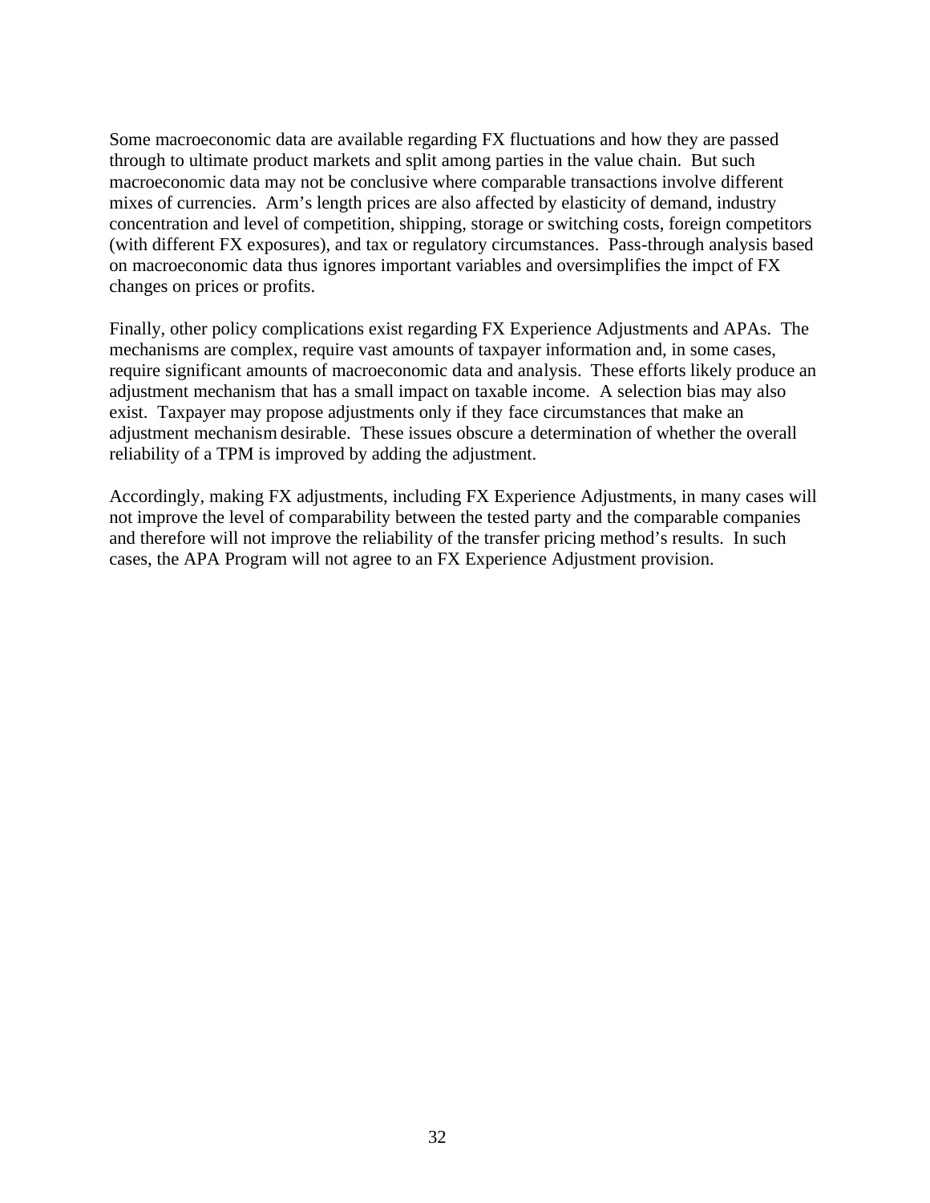Some macroeconomic data are available regarding FX fluctuations and how they are passed through to ultimate product markets and split among parties in the value chain. But such macroeconomic data may not be conclusive where comparable transactions involve different mixes of currencies. Arm's length prices are also affected by elasticity of demand, industry concentration and level of competition, shipping, storage or switching costs, foreign competitors (with different FX exposures), and tax or regulatory circumstances. Pass-through analysis based on macroeconomic data thus ignores important variables and oversimplifies the impct of FX changes on prices or profits.

Finally, other policy complications exist regarding FX Experience Adjustments and APAs. The mechanisms are complex, require vast amounts of taxpayer information and, in some cases, require significant amounts of macroeconomic data and analysis. These efforts likely produce an adjustment mechanism that has a small impact on taxable income. A selection bias may also exist. Taxpayer may propose adjustments only if they face circumstances that make an adjustment mechanism desirable. These issues obscure a determination of whether the overall reliability of a TPM is improved by adding the adjustment.

Accordingly, making FX adjustments, including FX Experience Adjustments, in many cases will not improve the level of comparability between the tested party and the comparable companies and therefore will not improve the reliability of the transfer pricing method's results. In such cases, the APA Program will not agree to an FX Experience Adjustment provision.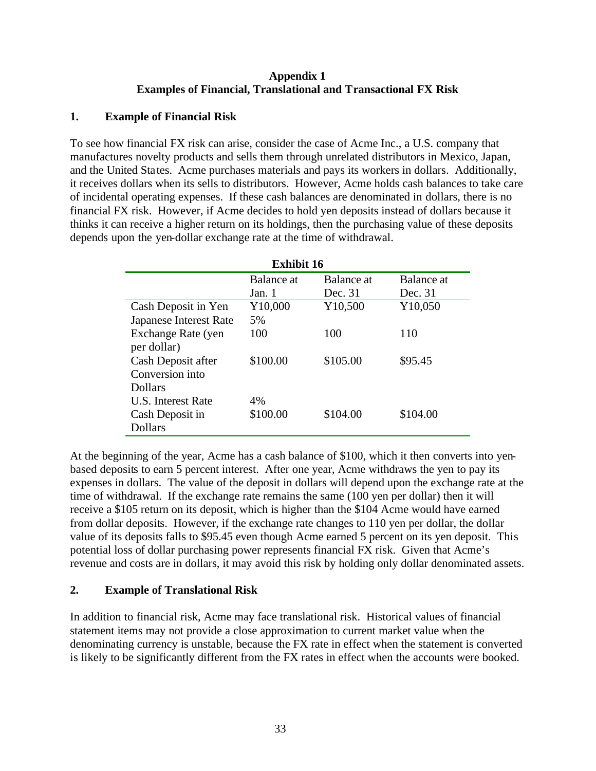# Appendix 1
## Examples of Financial, Translational and Transactional FX Risk

### 1. Example of Financial Risk

To see how financial FX risk can arise, consider the case of Acme Inc., a U.S. company that manufactures novelty products and sells them through unrelated distributors in Mexico, Japan, and the United States. Acme purchases materials and pays its workers in dollars. Additionally, it receives dollars when its sells to distributors. However, Acme holds cash balances to take care of incidental operating expenses. If these cash balances are denominated in dollars, there is no financial FX risk. However, if Acme decides to hold yen deposits instead of dollars because it thinks it can receive a higher return on its holdings, then the purchasing value of these deposits depends upon the yen-dollar exchange rate at the time of withdrawal.

**Exhibit 16**

| | Balance at Jan. 1 | Balance at Dec. 31 | Balance at Dec. 31 |
|---|---|---|---|
| Cash Deposit in Yen | Y10,000 | Y10,500 | Y10,050 |
| Japanese Interest Rate | 5% | | |
| Exchange Rate (yen per dollar) | 100 | 100 | 110 |
| Cash Deposit after Conversion into Dollars | $100.00 | $105.00 | $95.45 |
| U.S. Interest Rate | 4% | | |
| Cash Deposit in Dollars | $100.00 | $104.00 | $104.00 |

At the beginning of the year, Acme has a cash balance of $100, which it then converts into yen-based deposits to earn 5 percent interest. After one year, Acme withdraws the yen to pay its expenses in dollars. The value of the deposit in dollars will depend upon the exchange rate at the time of withdrawal. If the exchange rate remains the same (100 yen per dollar) then it will receive a $105 return on its deposit, which is higher than the $104 Acme would have earned from dollar deposits. However, if the exchange rate changes to 110 yen per dollar, the dollar value of its deposits falls to $95.45 even though Acme earned 5 percent on its yen deposit. This potential loss of dollar purchasing power represents financial FX risk. Given that Acme's revenue and costs are in dollars, it may avoid this risk by holding only dollar denominated assets.

### 2. Example of Translational Risk

In addition to financial risk, Acme may face translational risk. Historical values of financial statement items may not provide a close approximation to current market value when the denominating currency is unstable, because the FX rate in effect when the statement is converted is likely to be significantly different from the FX rates in effect when the accounts were booked.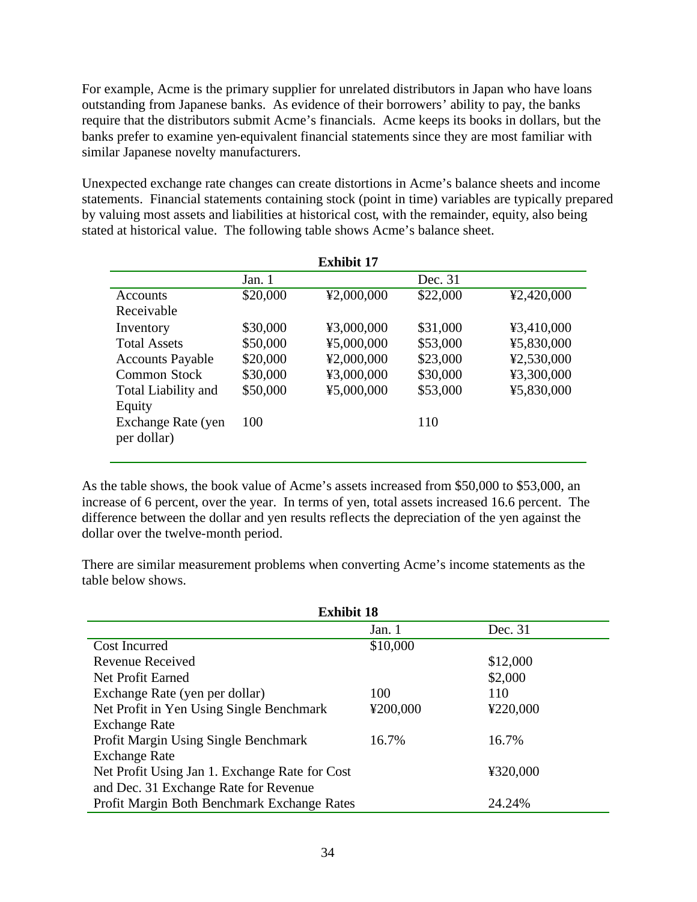For example, Acme is the primary supplier for unrelated distributors in Japan who have loans outstanding from Japanese banks. As evidence of their borrowers' ability to pay, the banks require that the distributors submit Acme's financials. Acme keeps its books in dollars, but the banks prefer to examine yen-equivalent financial statements since they are most familiar with similar Japanese novelty manufacturers.

Unexpected exchange rate changes can create distortions in Acme's balance sheets and income statements. Financial statements containing stock (point in time) variables are typically prepared by valuing most assets and liabilities at historical cost, with the remainder, equity, also being stated at historical value. The following table shows Acme's balance sheet.

**Exhibit 17**

| | Jan. 1 | | Dec. 31 | |
|---|---|---|---|---|
| Accounts Receivable | \$20,000 | ¥2,000,000 | \$22,000 | ¥2,420,000 |
| Inventory | \$30,000 | ¥3,000,000 | \$31,000 | ¥3,410,000 |
| Total Assets | \$50,000 | ¥5,000,000 | \$53,000 | ¥5,830,000 |
| Accounts Payable | \$20,000 | ¥2,000,000 | \$23,000 | ¥2,530,000 |
| Common Stock | \$30,000 | ¥3,000,000 | \$30,000 | ¥3,300,000 |
| Total Liability and Equity | \$50,000 | ¥5,000,000 | \$53,000 | ¥5,830,000 |
| Exchange Rate (yen per dollar) | 100 | | 110 | |

As the table shows, the book value of Acme's assets increased from \$50,000 to \$53,000, an increase of 6 percent, over the year. In terms of yen, total assets increased 16.6 percent. The difference between the dollar and yen results reflects the depreciation of the yen against the dollar over the twelve-month period.

There are similar measurement problems when converting Acme's income statements as the table below shows.

**Exhibit 18**

| | Jan. 1 | Dec. 31 |
|---|---|---|
| Cost Incurred | \$10,000 | |
| Revenue Received | | \$12,000 |
| Net Profit Earned | | \$2,000 |
| Exchange Rate (yen per dollar) | 100 | 110 |
| Net Profit in Yen Using Single Benchmark Exchange Rate | ¥200,000 | ¥220,000 |
| Profit Margin Using Single Benchmark Exchange Rate | 16.7% | 16.7% |
| Net Profit Using Jan 1. Exchange Rate for Cost and Dec. 31 Exchange Rate for Revenue | | ¥320,000 |
| Profit Margin Both Benchmark Exchange Rates | | 24.24% |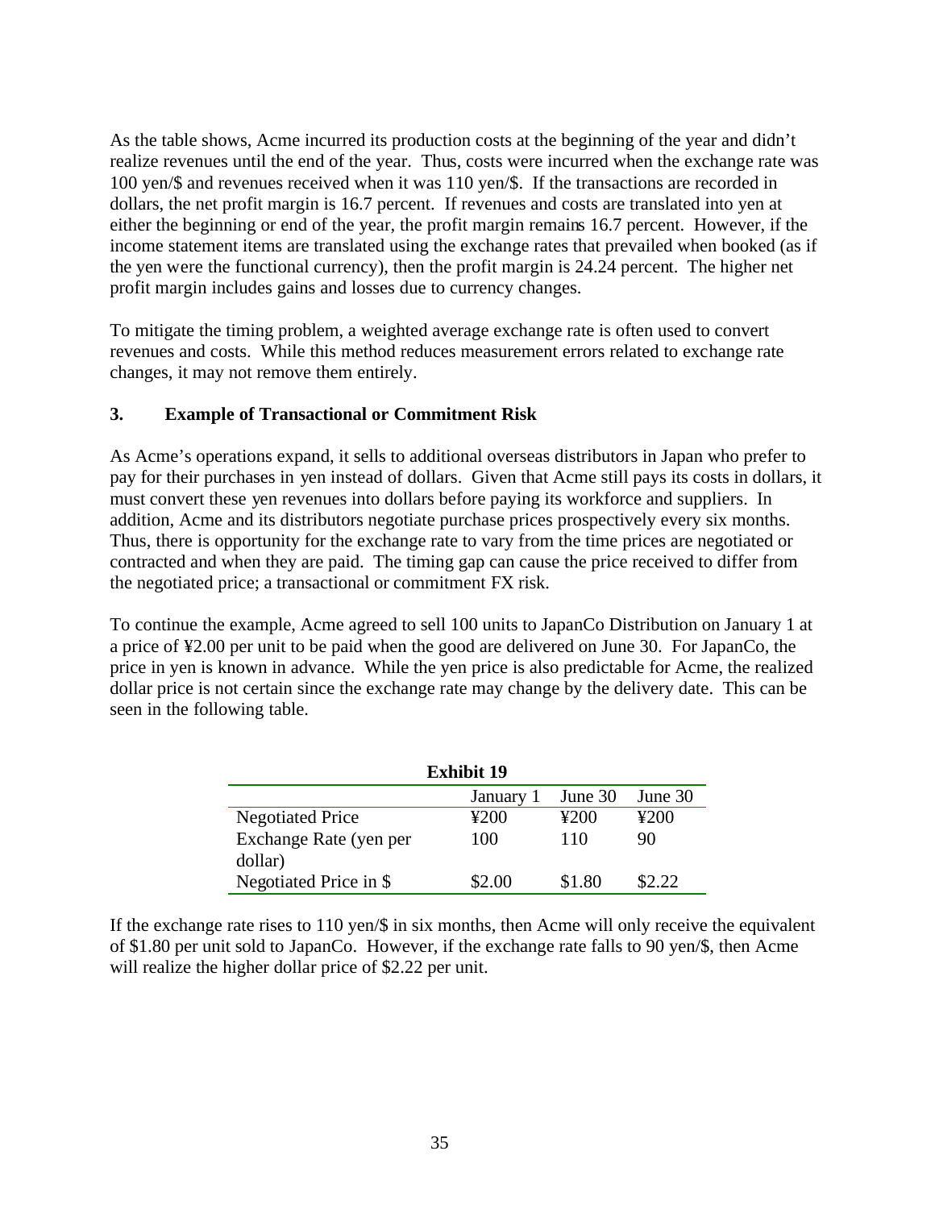As the table shows, Acme incurred its production costs at the beginning of the year and didn't realize revenues until the end of the year. Thus, costs were incurred when the exchange rate was 100 yen/$ and revenues received when it was 110 yen/$. If the transactions are recorded in dollars, the net profit margin is 16.7 percent. If revenues and costs are translated into yen at either the beginning or end of the year, the profit margin remains 16.7 percent. However, if the income statement items are translated using the exchange rates that prevailed when booked (as if the yen were the functional currency), then the profit margin is 24.24 percent. The higher net profit margin includes gains and losses due to currency changes.

To mitigate the timing problem, a weighted average exchange rate is often used to convert revenues and costs. While this method reduces measurement errors related to exchange rate changes, it may not remove them entirely.

### 3. Example of Transactional or Commitment Risk

As Acme's operations expand, it sells to additional overseas distributors in Japan who prefer to pay for their purchases in yen instead of dollars. Given that Acme still pays its costs in dollars, it must convert these yen revenues into dollars before paying its workforce and suppliers. In addition, Acme and its distributors negotiate purchase prices prospectively every six months. Thus, there is opportunity for the exchange rate to vary from the time prices are negotiated or contracted and when they are paid. The timing gap can cause the price received to differ from the negotiated price; a transactional or commitment FX risk.

To continue the example, Acme agreed to sell 100 units to JapanCo Distribution on January 1 at a price of ¥2.00 per unit to be paid when the good are delivered on June 30. For JapanCo, the price in yen is known in advance. While the yen price is also predictable for Acme, the realized dollar price is not certain since the exchange rate may change by the delivery date. This can be seen in the following table.

**Exhibit 19**

| | January 1 | June 30 | June 30 |
|---|---|---|---|
| Negotiated Price | ¥200 | ¥200 | ¥200 |
| Exchange Rate (yen per dollar) | 100 | 110 | 90 |
| Negotiated Price in $ | $2.00 | $1.80 | $2.22 |

If the exchange rate rises to 110 yen/$ in six months, then Acme will only receive the equivalent of $1.80 per unit sold to JapanCo. However, if the exchange rate falls to 90 yen/$, then Acme will realize the higher dollar price of $2.22 per unit.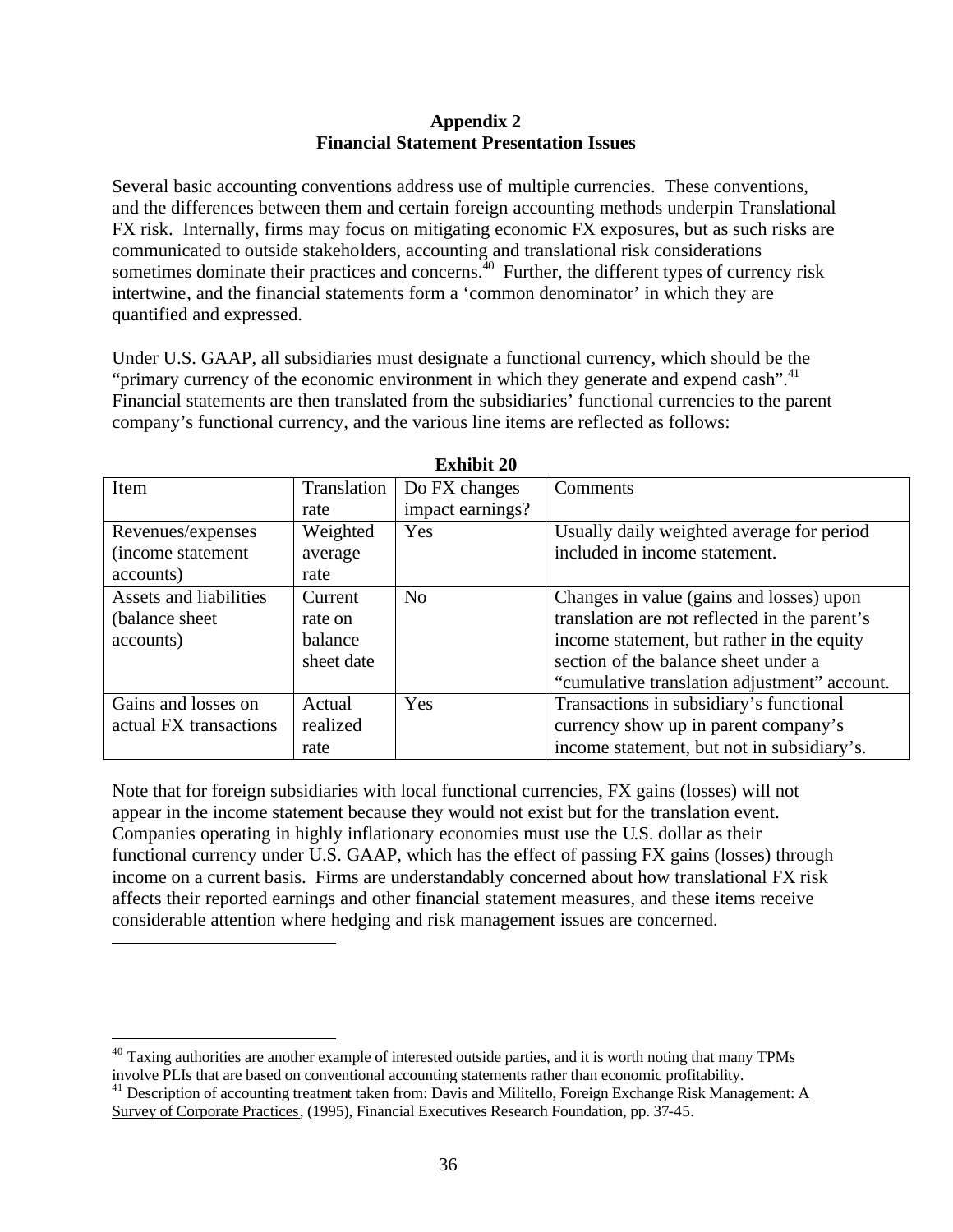## Appendix 2
## Financial Statement Presentation Issues

Several basic accounting conventions address use of multiple currencies. These conventions, and the differences between them and certain foreign accounting methods underpin Translational FX risk. Internally, firms may focus on mitigating economic FX exposures, but as such risks are communicated to outside stakeholders, accounting and translational risk considerations sometimes dominate their practices and concerns.[40] Further, the different types of currency risk intertwine, and the financial statements form a 'common denominator' in which they are quantified and expressed.

Under U.S. GAAP, all subsidiaries must designate a functional currency, which should be the "primary currency of the economic environment in which they generate and expend cash".[41] Financial statements are then translated from the subsidiaries' functional currencies to the parent company's functional currency, and the various line items are reflected as follows:

**Exhibit 20**

| Item | Translation rate | Do FX changes impact earnings? | Comments |
|---|---|---|---|
| Revenues/expenses (income statement accounts) | Weighted average rate | Yes | Usually daily weighted average for period included in income statement. |
| Assets and liabilities (balance sheet accounts) | Current rate on balance sheet date | No | Changes in value (gains and losses) upon translation are not reflected in the parent's income statement, but rather in the equity section of the balance sheet under a "cumulative translation adjustment" account. |
| Gains and losses on actual FX transactions | Actual realized rate | Yes | Transactions in subsidiary's functional currency show up in parent company's income statement, but not in subsidiary's. |

Note that for foreign subsidiaries with local functional currencies, FX gains (losses) will not appear in the income statement because they would not exist but for the translation event. Companies operating in highly inflationary economies must use the U.S. dollar as their functional currency under U.S. GAAP, which has the effect of passing FX gains (losses) through income on a current basis. Firms are understandably concerned about how translational FX risk affects their reported earnings and other financial statement measures, and these items receive considerable attention where hedging and risk management issues are concerned.

---

[40] Taxing authorities are another example of interested outside parties, and it is worth noting that many TPMs involve PLIs that are based on conventional accounting statements rather than economic profitability.

[41] Description of accounting treatment taken from: Davis and Militello, Foreign Exchange Risk Management: A Survey of Corporate Practices, (1995), Financial Executives Research Foundation, pp. 37-45.